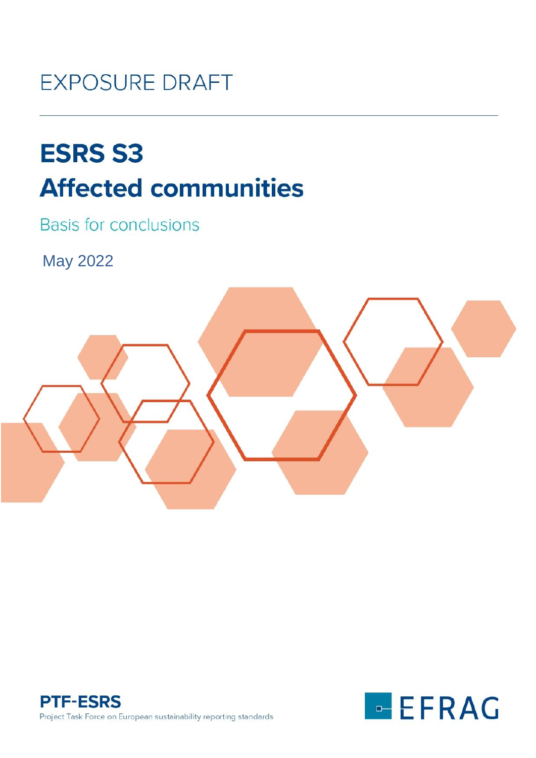EXPOSURE DRAFT

# ESRS S3
# Affected communities

## Basis for conclusions

May 2022

**PTF-ESRS**
Project Task Force on European sustainability reporting standards

EFRAG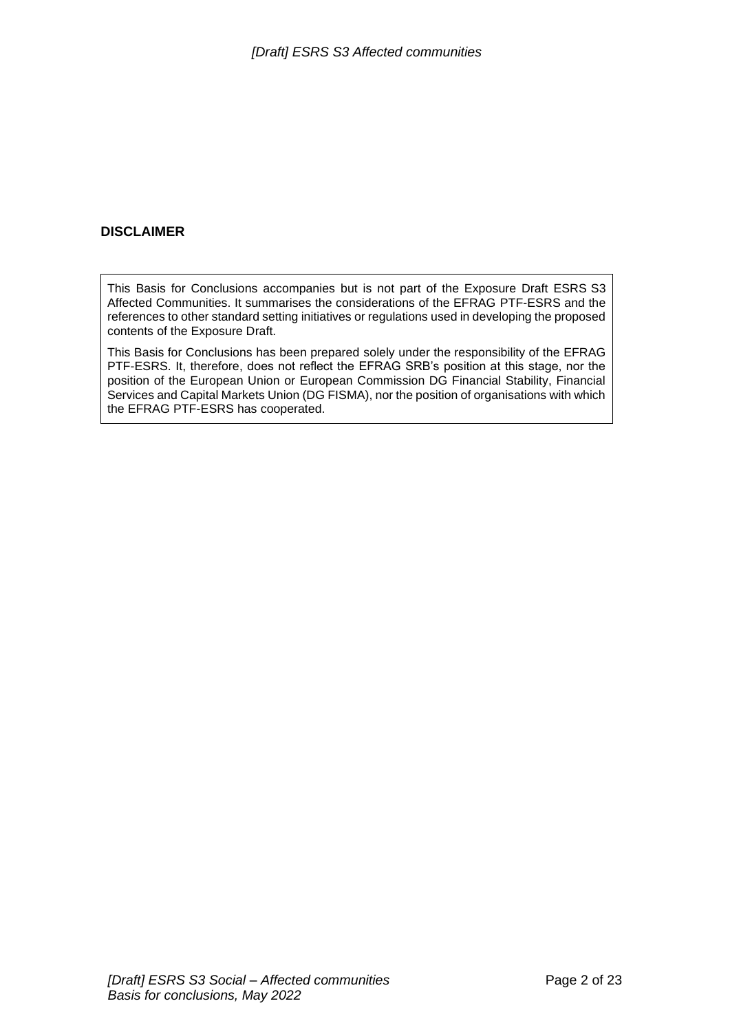**DISCLAIMER**

This Basis for Conclusions accompanies but is not part of the Exposure Draft ESRS S3 Affected Communities. It summarises the considerations of the EFRAG PTF-ESRS and the references to other standard setting initiatives or regulations used in developing the proposed contents of the Exposure Draft.

This Basis for Conclusions has been prepared solely under the responsibility of the EFRAG PTF-ESRS. It, therefore, does not reflect the EFRAG SRB's position at this stage, nor the position of the European Union or European Commission DG Financial Stability, Financial Services and Capital Markets Union (DG FISMA), nor the position of organisations with which the EFRAG PTF-ESRS has cooperated.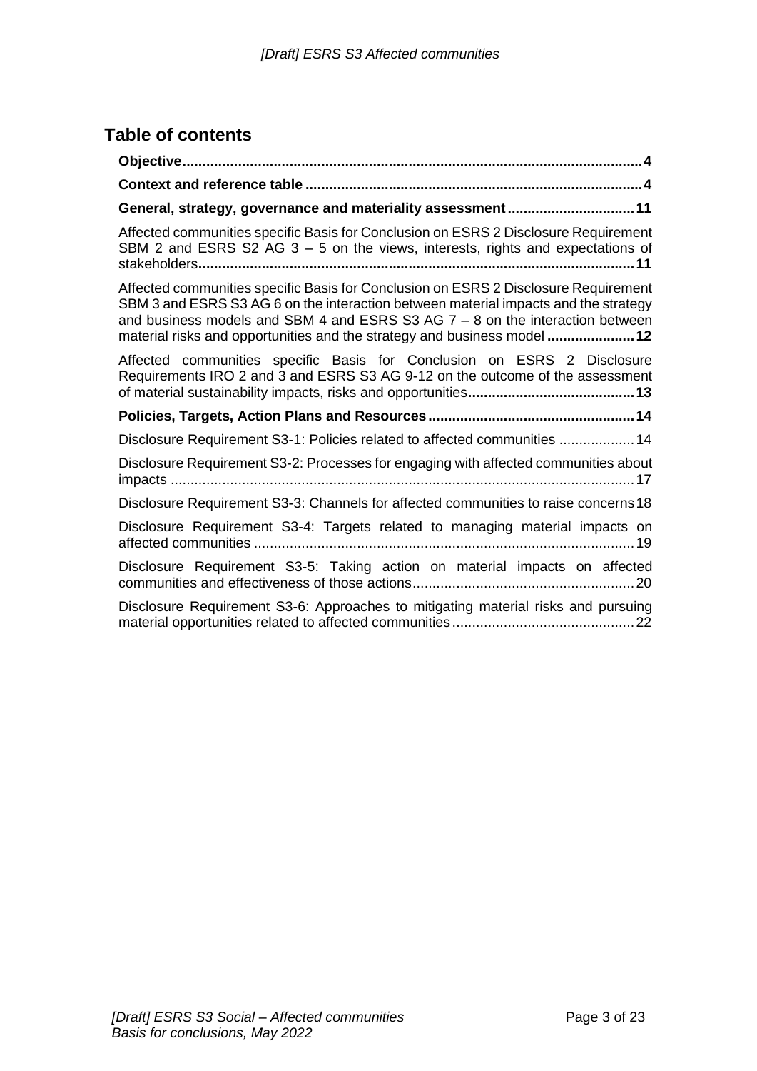## Table of contents

**Objective** .......... **4**

**Context and reference table** .......... **4**

**General, strategy, governance and materiality assessment** .......... **11**

Affected communities specific Basis for Conclusion on ESRS 2 Disclosure Requirement SBM 2 and ESRS S2 AG 3 – 5 on the views, interests, rights and expectations of stakeholders .......... **11**

Affected communities specific Basis for Conclusion on ESRS 2 Disclosure Requirement SBM 3 and ESRS S3 AG 6 on the interaction between material impacts and the strategy and business models and SBM 4 and ESRS S3 AG 7 – 8 on the interaction between material risks and opportunities and the strategy and business model .......... **12**

Affected communities specific Basis for Conclusion on ESRS 2 Disclosure Requirements IRO 2 and 3 and ESRS S3 AG 9-12 on the outcome of the assessment of material sustainability impacts, risks and opportunities .......... **13**

**Policies, Targets, Action Plans and Resources** .......... **14**

Disclosure Requirement S3-1: Policies related to affected communities .......... 14

Disclosure Requirement S3-2: Processes for engaging with affected communities about impacts .......... 17

Disclosure Requirement S3-3: Channels for affected communities to raise concerns .......... 18

Disclosure Requirement S3-4: Targets related to managing material impacts on affected communities .......... 19

Disclosure Requirement S3-5: Taking action on material impacts on affected communities and effectiveness of those actions .......... 20

Disclosure Requirement S3-6: Approaches to mitigating material risks and pursuing material opportunities related to affected communities .......... 22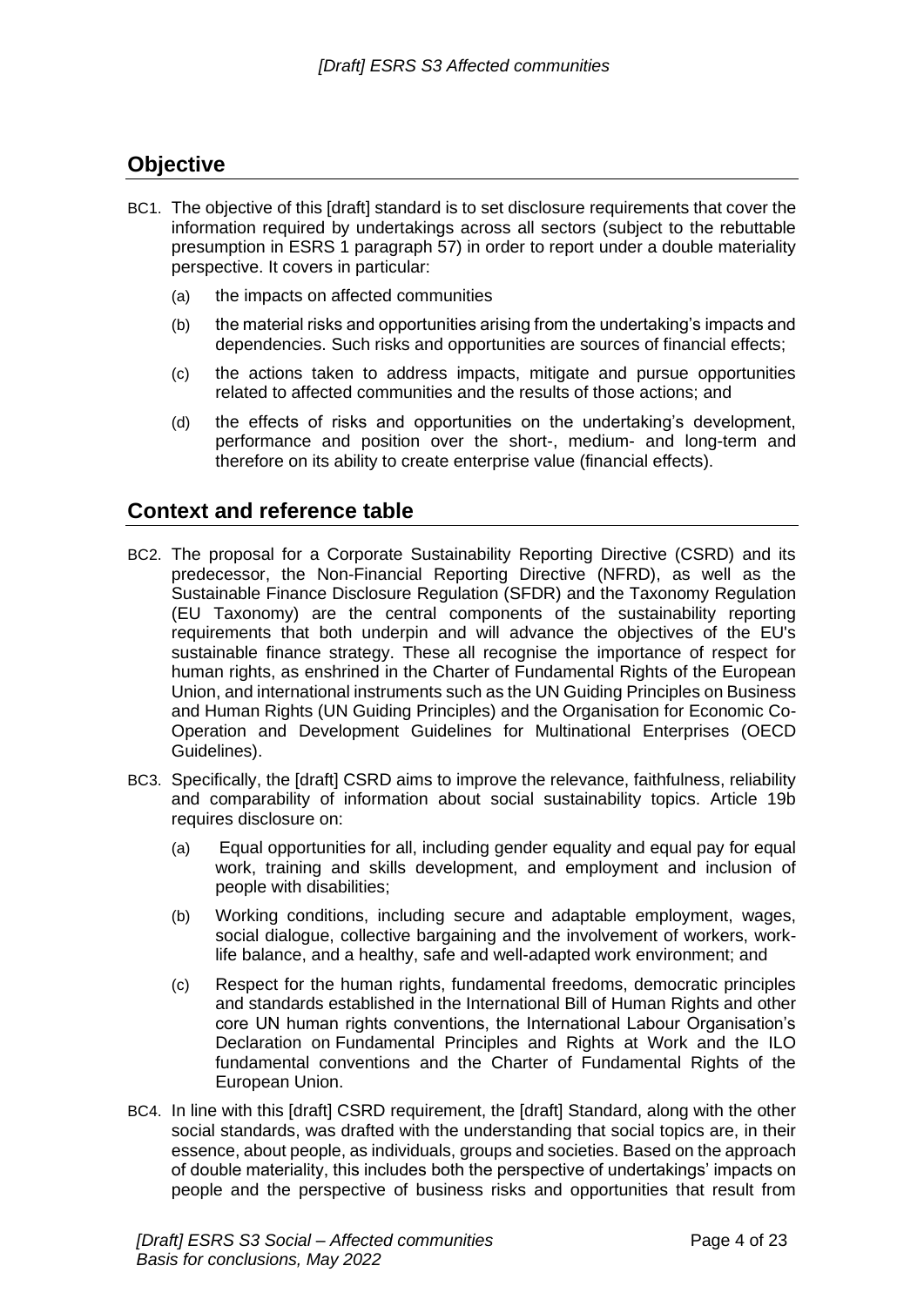## Objective

BC1. The objective of this [draft] standard is to set disclosure requirements that cover the information required by undertakings across all sectors (subject to the rebuttable presumption in ESRS 1 paragraph 57) in order to report under a double materiality perspective. It covers in particular:

- (a) the impacts on affected communities
- (b) the material risks and opportunities arising from the undertaking's impacts and dependencies. Such risks and opportunities are sources of financial effects;
- (c) the actions taken to address impacts, mitigate and pursue opportunities related to affected communities and the results of those actions; and
- (d) the effects of risks and opportunities on the undertaking's development, performance and position over the short-, medium- and long-term and therefore on its ability to create enterprise value (financial effects).

## Context and reference table

BC2. The proposal for a Corporate Sustainability Reporting Directive (CSRD) and its predecessor, the Non-Financial Reporting Directive (NFRD), as well as the Sustainable Finance Disclosure Regulation (SFDR) and the Taxonomy Regulation (EU Taxonomy) are the central components of the sustainability reporting requirements that both underpin and will advance the objectives of the EU's sustainable finance strategy. These all recognise the importance of respect for human rights, as enshrined in the Charter of Fundamental Rights of the European Union, and international instruments such as the UN Guiding Principles on Business and Human Rights (UN Guiding Principles) and the Organisation for Economic Co-Operation and Development Guidelines for Multinational Enterprises (OECD Guidelines).

BC3. Specifically, the [draft] CSRD aims to improve the relevance, faithfulness, reliability and comparability of information about social sustainability topics. Article 19b requires disclosure on:

- (a) Equal opportunities for all, including gender equality and equal pay for equal work, training and skills development, and employment and inclusion of people with disabilities;
- (b) Working conditions, including secure and adaptable employment, wages, social dialogue, collective bargaining and the involvement of workers, work-life balance, and a healthy, safe and well-adapted work environment; and
- (c) Respect for the human rights, fundamental freedoms, democratic principles and standards established in the International Bill of Human Rights and other core UN human rights conventions, the International Labour Organisation's Declaration on Fundamental Principles and Rights at Work and the ILO fundamental conventions and the Charter of Fundamental Rights of the European Union.

BC4. In line with this [draft] CSRD requirement, the [draft] Standard, along with the other social standards, was drafted with the understanding that social topics are, in their essence, about people, as individuals, groups and societies. Based on the approach of double materiality, this includes both the perspective of undertakings' impacts on people and the perspective of business risks and opportunities that result from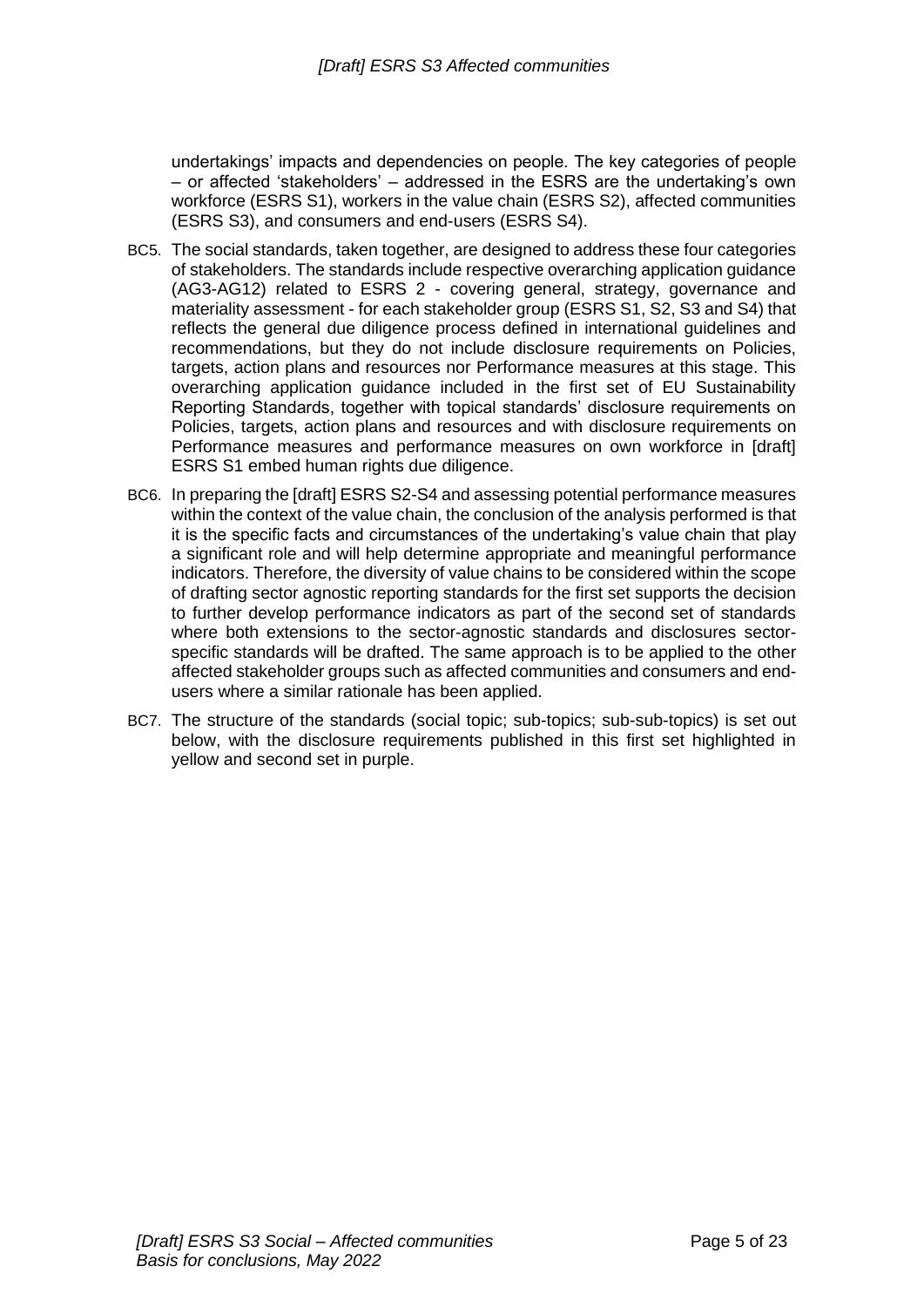undertakings' impacts and dependencies on people. The key categories of people – or affected 'stakeholders' – addressed in the ESRS are the undertaking's own workforce (ESRS S1), workers in the value chain (ESRS S2), affected communities (ESRS S3), and consumers and end-users (ESRS S4).

BC5. The social standards, taken together, are designed to address these four categories of stakeholders. The standards include respective overarching application guidance (AG3-AG12) related to ESRS 2 - covering general, strategy, governance and materiality assessment - for each stakeholder group (ESRS S1, S2, S3 and S4) that reflects the general due diligence process defined in international guidelines and recommendations, but they do not include disclosure requirements on Policies, targets, action plans and resources nor Performance measures at this stage. This overarching application guidance included in the first set of EU Sustainability Reporting Standards, together with topical standards' disclosure requirements on Policies, targets, action plans and resources and with disclosure requirements on Performance measures and performance measures on own workforce in [draft] ESRS S1 embed human rights due diligence.

BC6. In preparing the [draft] ESRS S2-S4 and assessing potential performance measures within the context of the value chain, the conclusion of the analysis performed is that it is the specific facts and circumstances of the undertaking's value chain that play a significant role and will help determine appropriate and meaningful performance indicators. Therefore, the diversity of value chains to be considered within the scope of drafting sector agnostic reporting standards for the first set supports the decision to further develop performance indicators as part of the second set of standards where both extensions to the sector-agnostic standards and disclosures sector-specific standards will be drafted. The same approach is to be applied to the other affected stakeholder groups such as affected communities and consumers and end-users where a similar rationale has been applied.

BC7. The structure of the standards (social topic; sub-topics; sub-sub-topics) is set out below, with the disclosure requirements published in this first set highlighted in yellow and second set in purple.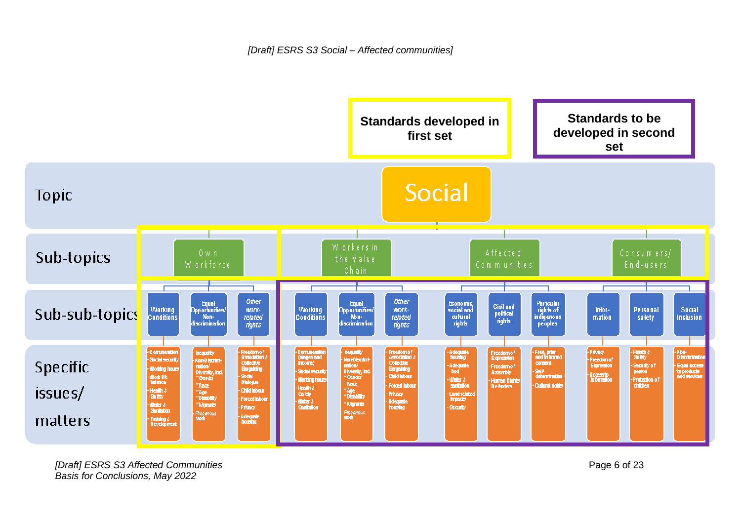*[Draft] ESRS S3 Social – Affected communities]*

**Standards developed in first set**

**Standards to be developed in second set**

| Topic | Social | | | | | | | | | | | |
|---|---|---|---|---|---|---|---|---|---|---|---|---|
| Sub-topics | Own Workforce | | | Workers in the Value Chain | | | Affected communities | | | Consumers/ End-users | | |
| Sub-sub-topics | Working Conditions | Equal Opportunities/ Non-discrimination | *Other work-related rights* | Working Conditions | Equal Opportunities/ Non-discrimination | *Other work-related rights* | Economic, social and cultural rights | Civil and political rights | Particular rights of indigenous peoples | Information | Personal safety | Social Inclusion |
| Specific issues/ matters | - Remuneration<br>- Social security<br>- Working hours<br>- Work-life balance<br>- Health & Safety<br>- Water & Sanitation<br>- Training & Development | - Inequality<br>- Non-Discrimination/ Diversity, incl.<br>\* Gender<br>\* Race<br>\* Age<br>\* Disability<br>\* Migrants<br>- *Precarious work* | - Freedom of Association & Collective Bargaining<br>- Social Dialogue<br>- Child labour<br>- Forced labour<br>- Privacy<br>- Adequate housing | - Remuneration (wages and income)<br>- Social security<br>- Working hours<br>- Health & Safety<br>- Water & Sanitation | - Inequality<br>- Non-Discrimination/ Diversity, incl.<br>\* Gender<br>\* Race<br>\* Age<br>\* Disability<br>\* Migrants<br>- *Precarious work* | - Freedom of Association & Collective Bargaining<br>- Child labour<br>- Forced labour<br>- Privacy<br>- Adequate housing | - Adequate housing<br>- Adequate food<br>- Water & sanitation<br>- Land-related impacts<br>- Security | - Freedom of Expression<br>- Freedom of Assembly<br>- Human Rights Defenders | - Free, prior and informed consent<br>- Self-determination<br>- Cultural rights | - Privacy<br>- Freedom of Expression<br>- Access to Information | - Health & Safety<br>- Security of person<br>- Protection of children | - Non-Discrimination<br>- Equal access to products and services |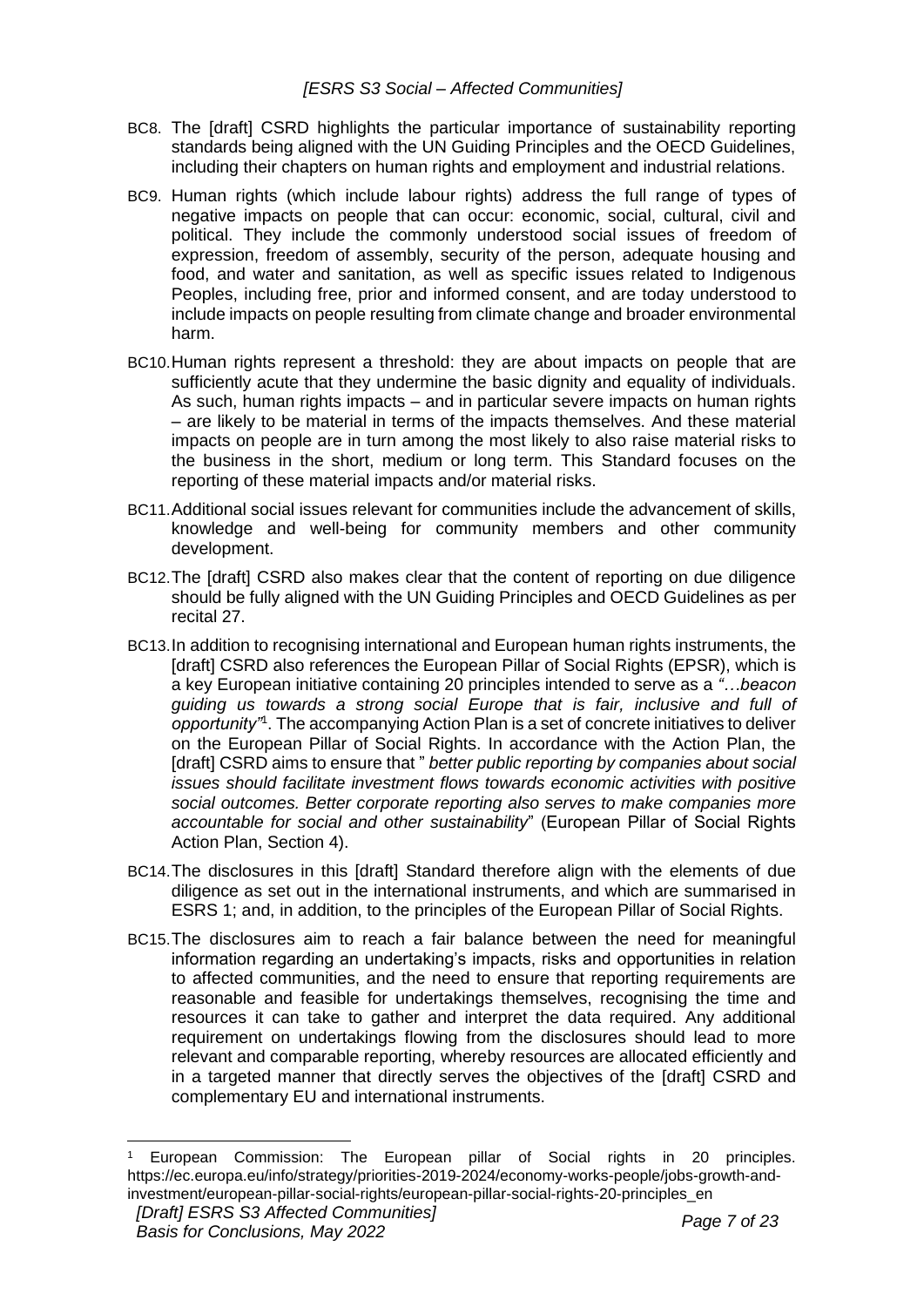BC8. The [draft] CSRD highlights the particular importance of sustainability reporting standards being aligned with the UN Guiding Principles and the OECD Guidelines, including their chapters on human rights and employment and industrial relations.

BC9. Human rights (which include labour rights) address the full range of types of negative impacts on people that can occur: economic, social, cultural, civil and political. They include the commonly understood social issues of freedom of expression, freedom of assembly, security of the person, adequate housing and food, and water and sanitation, as well as specific issues related to Indigenous Peoples, including free, prior and informed consent, and are today understood to include impacts on people resulting from climate change and broader environmental harm.

BC10. Human rights represent a threshold: they are about impacts on people that are sufficiently acute that they undermine the basic dignity and equality of individuals. As such, human rights impacts – and in particular severe impacts on human rights – are likely to be material in terms of the impacts themselves. And these material impacts on people are in turn among the most likely to also raise material risks to the business in the short, medium or long term. This Standard focuses on the reporting of these material impacts and/or material risks.

BC11. Additional social issues relevant for communities include the advancement of skills, knowledge and well-being for community members and other community development.

BC12. The [draft] CSRD also makes clear that the content of reporting on due diligence should be fully aligned with the UN Guiding Principles and OECD Guidelines as per recital 27.

BC13. In addition to recognising international and European human rights instruments, the [draft] CSRD also references the European Pillar of Social Rights (EPSR), which is a key European initiative containing 20 principles intended to serve as a *"…beacon guiding us towards a strong social Europe that is fair, inclusive and full of opportunity"*[1]. The accompanying Action Plan is a set of concrete initiatives to deliver on the European Pillar of Social Rights. In accordance with the Action Plan, the [draft] CSRD aims to ensure that " *better public reporting by companies about social issues should facilitate investment flows towards economic activities with positive social outcomes. Better corporate reporting also serves to make companies more accountable for social and other sustainability*" (European Pillar of Social Rights Action Plan, Section 4).

BC14. The disclosures in this [draft] Standard therefore align with the elements of due diligence as set out in the international instruments, and which are summarised in ESRS 1; and, in addition, to the principles of the European Pillar of Social Rights.

BC15. The disclosures aim to reach a fair balance between the need for meaningful information regarding an undertaking's impacts, risks and opportunities in relation to affected communities, and the need to ensure that reporting requirements are reasonable and feasible for undertakings themselves, recognising the time and resources it can take to gather and interpret the data required. Any additional requirement on undertakings flowing from the disclosures should lead to more relevant and comparable reporting, whereby resources are allocated efficiently and in a targeted manner that directly serves the objectives of the [draft] CSRD and complementary EU and international instruments.

---

[1] European Commission: The European pillar of Social rights in 20 principles. https://ec.europa.eu/info/strategy/priorities-2019-2024/economy-works-people/jobs-growth-and-investment/european-pillar-social-rights/european-pillar-social-rights-20-principles_en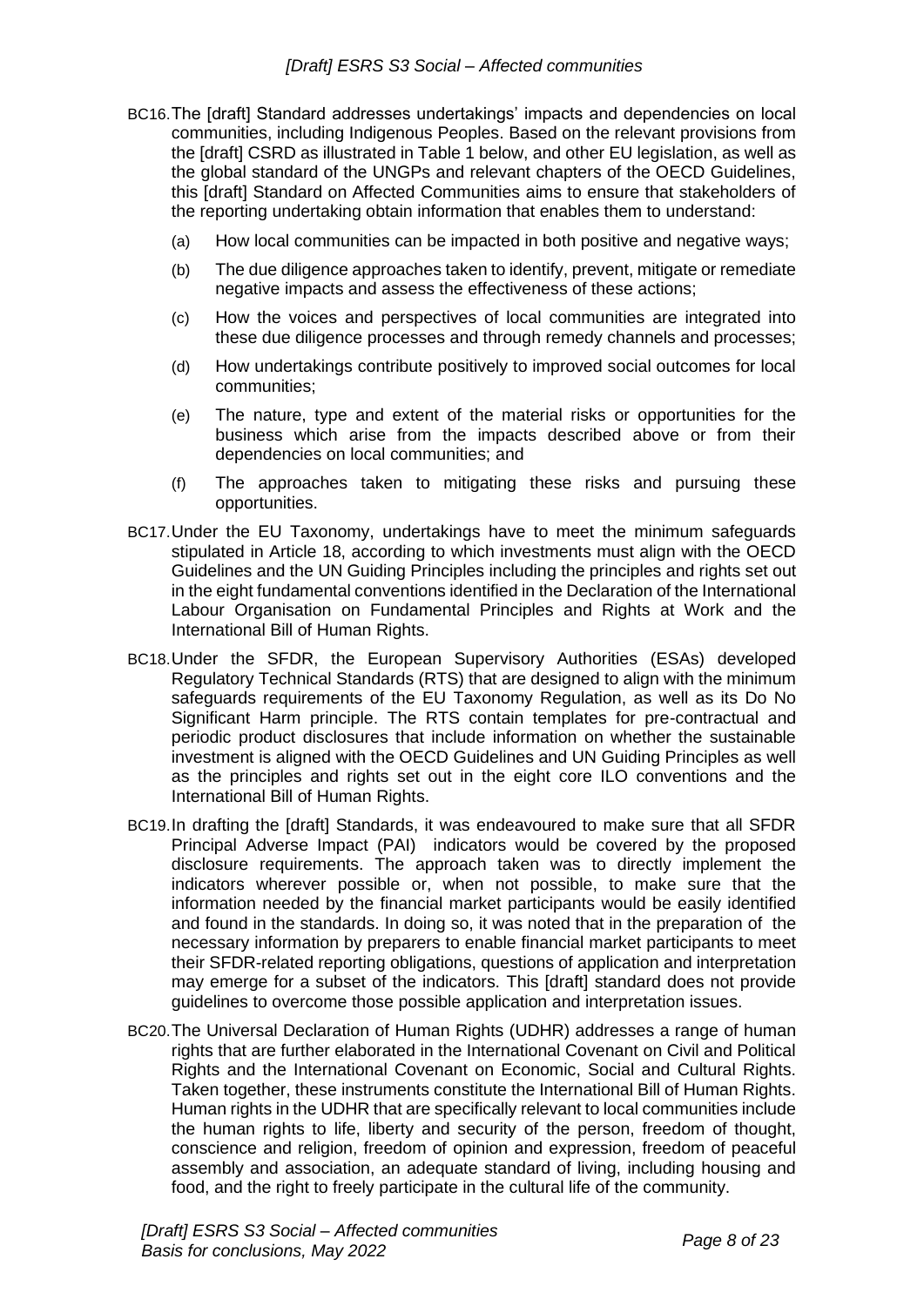BC16. The [draft] Standard addresses undertakings' impacts and dependencies on local communities, including Indigenous Peoples. Based on the relevant provisions from the [draft] CSRD as illustrated in Table 1 below, and other EU legislation, as well as the global standard of the UNGPs and relevant chapters of the OECD Guidelines, this [draft] Standard on Affected Communities aims to ensure that stakeholders of the reporting undertaking obtain information that enables them to understand:

(a) How local communities can be impacted in both positive and negative ways;

(b) The due diligence approaches taken to identify, prevent, mitigate or remediate negative impacts and assess the effectiveness of these actions;

(c) How the voices and perspectives of local communities are integrated into these due diligence processes and through remedy channels and processes;

(d) How undertakings contribute positively to improved social outcomes for local communities;

(e) The nature, type and extent of the material risks or opportunities for the business which arise from the impacts described above or from their dependencies on local communities; and

(f) The approaches taken to mitigating these risks and pursuing these opportunities.

BC17. Under the EU Taxonomy, undertakings have to meet the minimum safeguards stipulated in Article 18, according to which investments must align with the OECD Guidelines and the UN Guiding Principles including the principles and rights set out in the eight fundamental conventions identified in the Declaration of the International Labour Organisation on Fundamental Principles and Rights at Work and the International Bill of Human Rights.

BC18. Under the SFDR, the European Supervisory Authorities (ESAs) developed Regulatory Technical Standards (RTS) that are designed to align with the minimum safeguards requirements of the EU Taxonomy Regulation, as well as its Do No Significant Harm principle. The RTS contain templates for pre-contractual and periodic product disclosures that include information on whether the sustainable investment is aligned with the OECD Guidelines and UN Guiding Principles as well as the principles and rights set out in the eight core ILO conventions and the International Bill of Human Rights.

BC19. In drafting the [draft] Standards, it was endeavoured to make sure that all SFDR Principal Adverse Impact (PAI) indicators would be covered by the proposed disclosure requirements. The approach taken was to directly implement the indicators wherever possible or, when not possible, to make sure that the information needed by the financial market participants would be easily identified and found in the standards. In doing so, it was noted that in the preparation of the necessary information by preparers to enable financial market participants to meet their SFDR-related reporting obligations, questions of application and interpretation may emerge for a subset of the indicators. This [draft] standard does not provide guidelines to overcome those possible application and interpretation issues.

BC20. The Universal Declaration of Human Rights (UDHR) addresses a range of human rights that are further elaborated in the International Covenant on Civil and Political Rights and the International Covenant on Economic, Social and Cultural Rights. Taken together, these instruments constitute the International Bill of Human Rights. Human rights in the UDHR that are specifically relevant to local communities include the human rights to life, liberty and security of the person, freedom of thought, conscience and religion, freedom of opinion and expression, freedom of peaceful assembly and association, an adequate standard of living, including housing and food, and the right to freely participate in the cultural life of the community.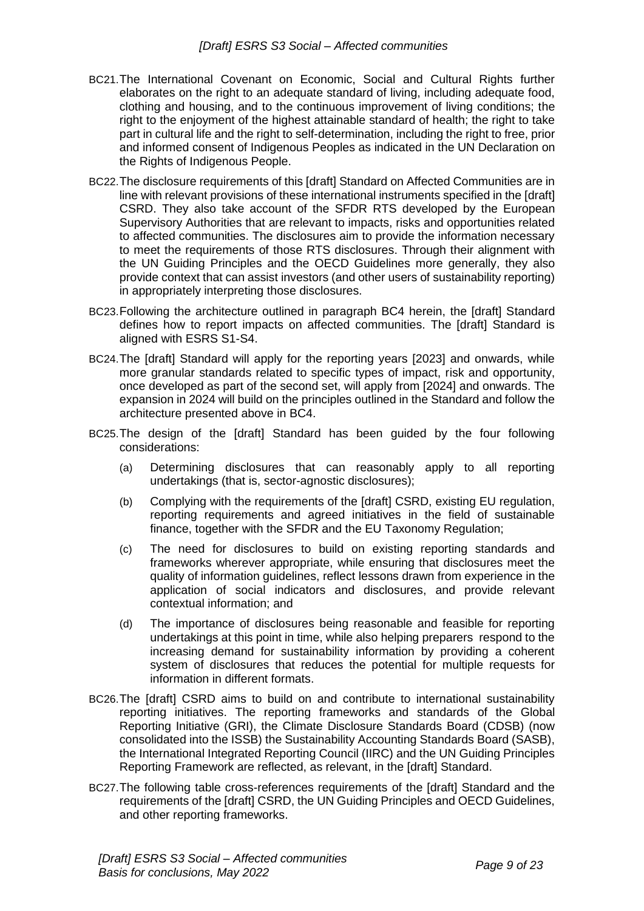BC21. The International Covenant on Economic, Social and Cultural Rights further elaborates on the right to an adequate standard of living, including adequate food, clothing and housing, and to the continuous improvement of living conditions; the right to the enjoyment of the highest attainable standard of health; the right to take part in cultural life and the right to self-determination, including the right to free, prior and informed consent of Indigenous Peoples as indicated in the UN Declaration on the Rights of Indigenous People.

BC22. The disclosure requirements of this [draft] Standard on Affected Communities are in line with relevant provisions of these international instruments specified in the [draft] CSRD. They also take account of the SFDR RTS developed by the European Supervisory Authorities that are relevant to impacts, risks and opportunities related to affected communities. The disclosures aim to provide the information necessary to meet the requirements of those RTS disclosures. Through their alignment with the UN Guiding Principles and the OECD Guidelines more generally, they also provide context that can assist investors (and other users of sustainability reporting) in appropriately interpreting those disclosures.

BC23. Following the architecture outlined in paragraph BC4 herein, the [draft] Standard defines how to report impacts on affected communities. The [draft] Standard is aligned with ESRS S1-S4.

BC24. The [draft] Standard will apply for the reporting years [2023] and onwards, while more granular standards related to specific types of impact, risk and opportunity, once developed as part of the second set, will apply from [2024] and onwards. The expansion in 2024 will build on the principles outlined in the Standard and follow the architecture presented above in BC4.

BC25. The design of the [draft] Standard has been guided by the four following considerations:

- (a) Determining disclosures that can reasonably apply to all reporting undertakings (that is, sector-agnostic disclosures);
- (b) Complying with the requirements of the [draft] CSRD, existing EU regulation, reporting requirements and agreed initiatives in the field of sustainable finance, together with the SFDR and the EU Taxonomy Regulation;
- (c) The need for disclosures to build on existing reporting standards and frameworks wherever appropriate, while ensuring that disclosures meet the quality of information guidelines, reflect lessons drawn from experience in the application of social indicators and disclosures, and provide relevant contextual information; and
- (d) The importance of disclosures being reasonable and feasible for reporting undertakings at this point in time, while also helping preparers respond to the increasing demand for sustainability information by providing a coherent system of disclosures that reduces the potential for multiple requests for information in different formats.

BC26. The [draft] CSRD aims to build on and contribute to international sustainability reporting initiatives. The reporting frameworks and standards of the Global Reporting Initiative (GRI), the Climate Disclosure Standards Board (CDSB) (now consolidated into the ISSB) the Sustainability Accounting Standards Board (SASB), the International Integrated Reporting Council (IIRC) and the UN Guiding Principles Reporting Framework are reflected, as relevant, in the [draft] Standard.

BC27. The following table cross-references requirements of the [draft] Standard and the requirements of the [draft] CSRD, the UN Guiding Principles and OECD Guidelines, and other reporting frameworks.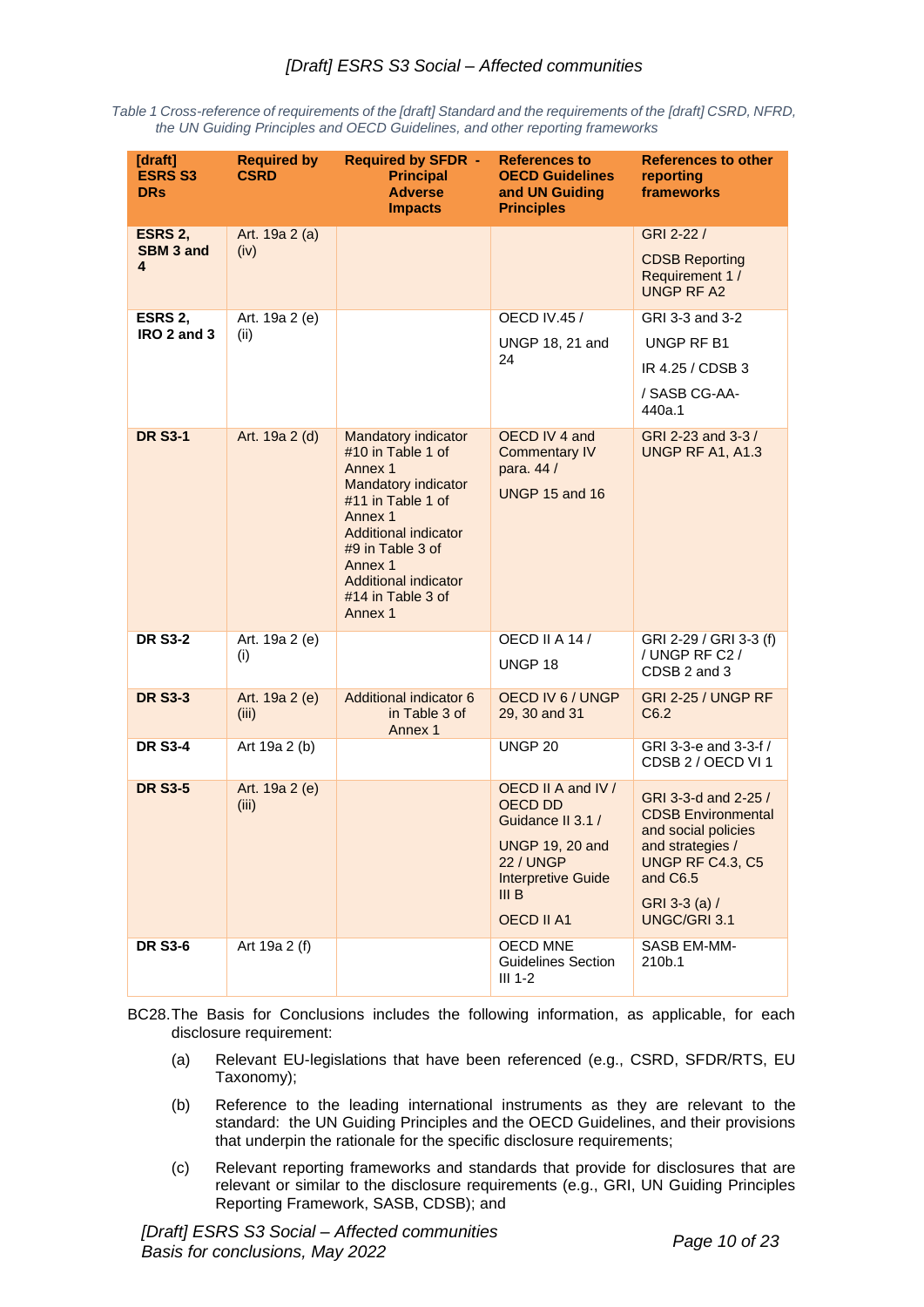Table 1 Cross-reference of requirements of the [draft] Standard and the requirements of the [draft] CSRD, NFRD, the UN Guiding Principles and OECD Guidelines, and other reporting frameworks

| [draft] ESRS S3 DRs | Required by CSRD | Required by SFDR - Principal Adverse Impacts | References to OECD Guidelines and UN Guiding Principles | References to other reporting frameworks |
|---|---|---|---|---|
| **ESRS 2, SBM 3 and 4** | Art. 19a 2 (a) (iv) | | | GRI 2-22 / CDSB Reporting Requirement 1 / UNGP RF A2 |
| **ESRS 2, IRO 2 and 3** | Art. 19a 2 (e) (ii) | | OECD IV.45 / UNGP 18, 21 and 24 | GRI 3-3 and 3-2 UNGP RF B1 IR 4.25 / CDSB 3 / SASB CG-AA-440a.1 |
| **DR S3-1** | Art. 19a 2 (d) | Mandatory indicator #10 in Table 1 of Annex 1 Mandatory indicator #11 in Table 1 of Annex 1 Additional indicator #9 in Table 3 of Annex 1 Additional indicator #14 in Table 3 of Annex 1 | OECD IV 4 and Commentary IV para. 44 / UNGP 15 and 16 | GRI 2-23 and 3-3 / UNGP RF A1, A1.3 |
| **DR S3-2** | Art. 19a 2 (e) (i) | | OECD II A 14 / UNGP 18 | GRI 2-29 / GRI 3-3 (f) / UNGP RF C2 / CDSB 2 and 3 |
| **DR S3-3** | Art. 19a 2 (e) (iii) | Additional indicator 6 in Table 3 of Annex 1 | OECD IV 6 / UNGP 29, 30 and 31 | GRI 2-25 / UNGP RF C6.2 |
| **DR S3-4** | Art 19a 2 (b) | | UNGP 20 | GRI 3-3-e and 3-3-f / CDSB 2 / OECD VI 1 |
| **DR S3-5** | Art. 19a 2 (e) (iii) | | OECD II A and IV / OECD DD Guidance II 3.1 / UNGP 19, 20 and 22 / UNGP Interpretive Guide III B OECD II A1 | GRI 3-3-d and 2-25 / CDSB Environmental and social policies and strategies / UNGP RF C4.3, C5 and C6.5 GRI 3-3 (a) / UNGC/GRI 3.1 |
| **DR S3-6** | Art 19a 2 (f) | | OECD MNE Guidelines Section III 1-2 | SASB EM-MM-210b.1 |

BC28. The Basis for Conclusions includes the following information, as applicable, for each disclosure requirement:

(a) Relevant EU-legislations that have been referenced (e.g., CSRD, SFDR/RTS, EU Taxonomy);

(b) Reference to the leading international instruments as they are relevant to the standard: the UN Guiding Principles and the OECD Guidelines, and their provisions that underpin the rationale for the specific disclosure requirements;

(c) Relevant reporting frameworks and standards that provide for disclosures that are relevant or similar to the disclosure requirements (e.g., GRI, UN Guiding Principles Reporting Framework, SASB, CDSB); and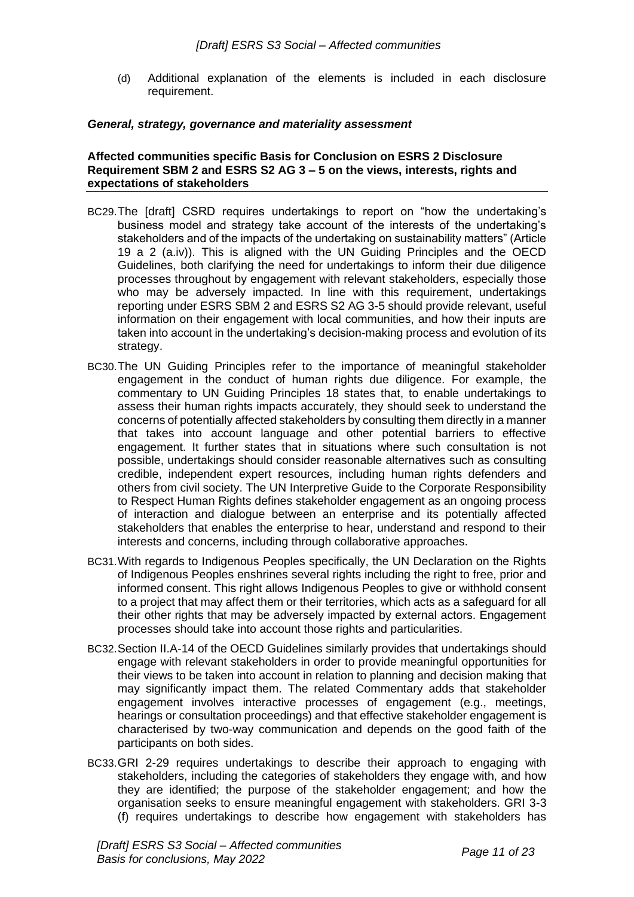(d) Additional explanation of the elements is included in each disclosure requirement.

### *General, strategy, governance and materiality assessment*

#### Affected communities specific Basis for Conclusion on ESRS 2 Disclosure Requirement SBM 2 and ESRS S2 AG 3 – 5 on the views, interests, rights and expectations of stakeholders

BC29. The [draft] CSRD requires undertakings to report on "how the undertaking's business model and strategy take account of the interests of the undertaking's stakeholders and of the impacts of the undertaking on sustainability matters" (Article 19 a 2 (a.iv)). This is aligned with the UN Guiding Principles and the OECD Guidelines, both clarifying the need for undertakings to inform their due diligence processes throughout by engagement with relevant stakeholders, especially those who may be adversely impacted. In line with this requirement, undertakings reporting under ESRS SBM 2 and ESRS S2 AG 3-5 should provide relevant, useful information on their engagement with local communities, and how their inputs are taken into account in the undertaking's decision-making process and evolution of its strategy.

BC30. The UN Guiding Principles refer to the importance of meaningful stakeholder engagement in the conduct of human rights due diligence. For example, the commentary to UN Guiding Principles 18 states that, to enable undertakings to assess their human rights impacts accurately, they should seek to understand the concerns of potentially affected stakeholders by consulting them directly in a manner that takes into account language and other potential barriers to effective engagement. It further states that in situations where such consultation is not possible, undertakings should consider reasonable alternatives such as consulting credible, independent expert resources, including human rights defenders and others from civil society. The UN Interpretive Guide to the Corporate Responsibility to Respect Human Rights defines stakeholder engagement as an ongoing process of interaction and dialogue between an enterprise and its potentially affected stakeholders that enables the enterprise to hear, understand and respond to their interests and concerns, including through collaborative approaches.

BC31. With regards to Indigenous Peoples specifically, the UN Declaration on the Rights of Indigenous Peoples enshrines several rights including the right to free, prior and informed consent. This right allows Indigenous Peoples to give or withhold consent to a project that may affect them or their territories, which acts as a safeguard for all their other rights that may be adversely impacted by external actors. Engagement processes should take into account those rights and particularities.

BC32. Section II.A-14 of the OECD Guidelines similarly provides that undertakings should engage with relevant stakeholders in order to provide meaningful opportunities for their views to be taken into account in relation to planning and decision making that may significantly impact them. The related Commentary adds that stakeholder engagement involves interactive processes of engagement (e.g., meetings, hearings or consultation proceedings) and that effective stakeholder engagement is characterised by two-way communication and depends on the good faith of the participants on both sides.

BC33. GRI 2-29 requires undertakings to describe their approach to engaging with stakeholders, including the categories of stakeholders they engage with, and how they are identified; the purpose of the stakeholder engagement; and how the organisation seeks to ensure meaningful engagement with stakeholders. GRI 3-3 (f) requires undertakings to describe how engagement with stakeholders has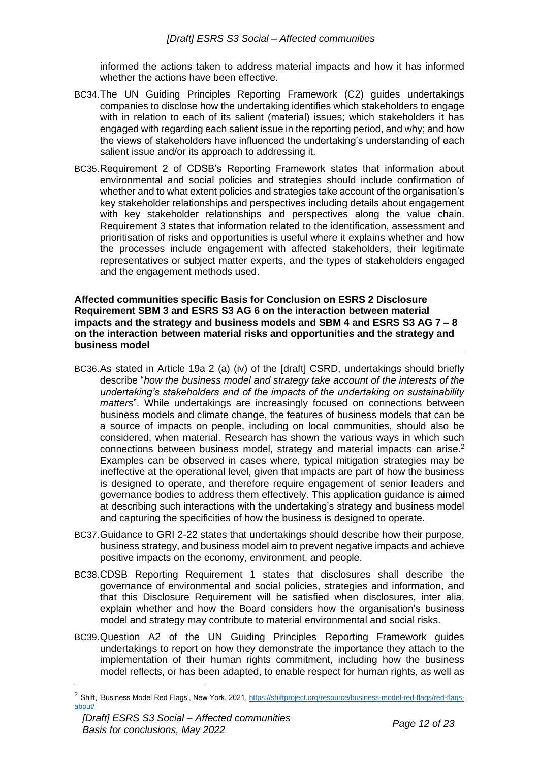informed the actions taken to address material impacts and how it has informed whether the actions have been effective.

BC34. The UN Guiding Principles Reporting Framework (C2) guides undertakings companies to disclose how the undertaking identifies which stakeholders to engage with in relation to each of its salient (material) issues; which stakeholders it has engaged with regarding each salient issue in the reporting period, and why; and how the views of stakeholders have influenced the undertaking's understanding of each salient issue and/or its approach to addressing it.

BC35. Requirement 2 of CDSB's Reporting Framework states that information about environmental and social policies and strategies should include confirmation of whether and to what extent policies and strategies take account of the organisation's key stakeholder relationships and perspectives including details about engagement with key stakeholder relationships and perspectives along the value chain. Requirement 3 states that information related to the identification, assessment and prioritisation of risks and opportunities is useful where it explains whether and how the processes include engagement with affected stakeholders, their legitimate representatives or subject matter experts, and the types of stakeholders engaged and the engagement methods used.

**Affected communities specific Basis for Conclusion on ESRS 2 Disclosure Requirement SBM 3 and ESRS S3 AG 6 on the interaction between material impacts and the strategy and business models and SBM 4 and ESRS S3 AG 7 – 8 on the interaction between material risks and opportunities and the strategy and business model**

BC36. As stated in Article 19a 2 (a) (iv) of the [draft] CSRD, undertakings should briefly describe "*how the business model and strategy take account of the interests of the undertaking's stakeholders and of the impacts of the undertaking on sustainability matters*". While undertakings are increasingly focused on connections between business models and climate change, the features of business models that can be a source of impacts on people, including on local communities, should also be considered, when material. Research has shown the various ways in which such connections between business model, strategy and material impacts can arise.[2] Examples can be observed in cases where, typical mitigation strategies may be ineffective at the operational level, given that impacts are part of how the business is designed to operate, and therefore require engagement of senior leaders and governance bodies to address them effectively. This application guidance is aimed at describing such interactions with the undertaking's strategy and business model and capturing the specificities of how the business is designed to operate.

BC37. Guidance to GRI 2-22 states that undertakings should describe how their purpose, business strategy, and business model aim to prevent negative impacts and achieve positive impacts on the economy, environment, and people.

BC38. CDSB Reporting Requirement 1 states that disclosures shall describe the governance of environmental and social policies, strategies and information, and that this Disclosure Requirement will be satisfied when disclosures, inter alia, explain whether and how the Board considers how the organisation's business model and strategy may contribute to material environmental and social risks.

BC39. Question A2 of the UN Guiding Principles Reporting Framework guides undertakings to report on how they demonstrate the importance they attach to the implementation of their human rights commitment, including how the business model reflects, or has been adapted, to enable respect for human rights, as well as

[2] Shift, 'Business Model Red Flags', New York, 2021, https://shiftproject.org/resource/business-model-red-flags/red-flags-about/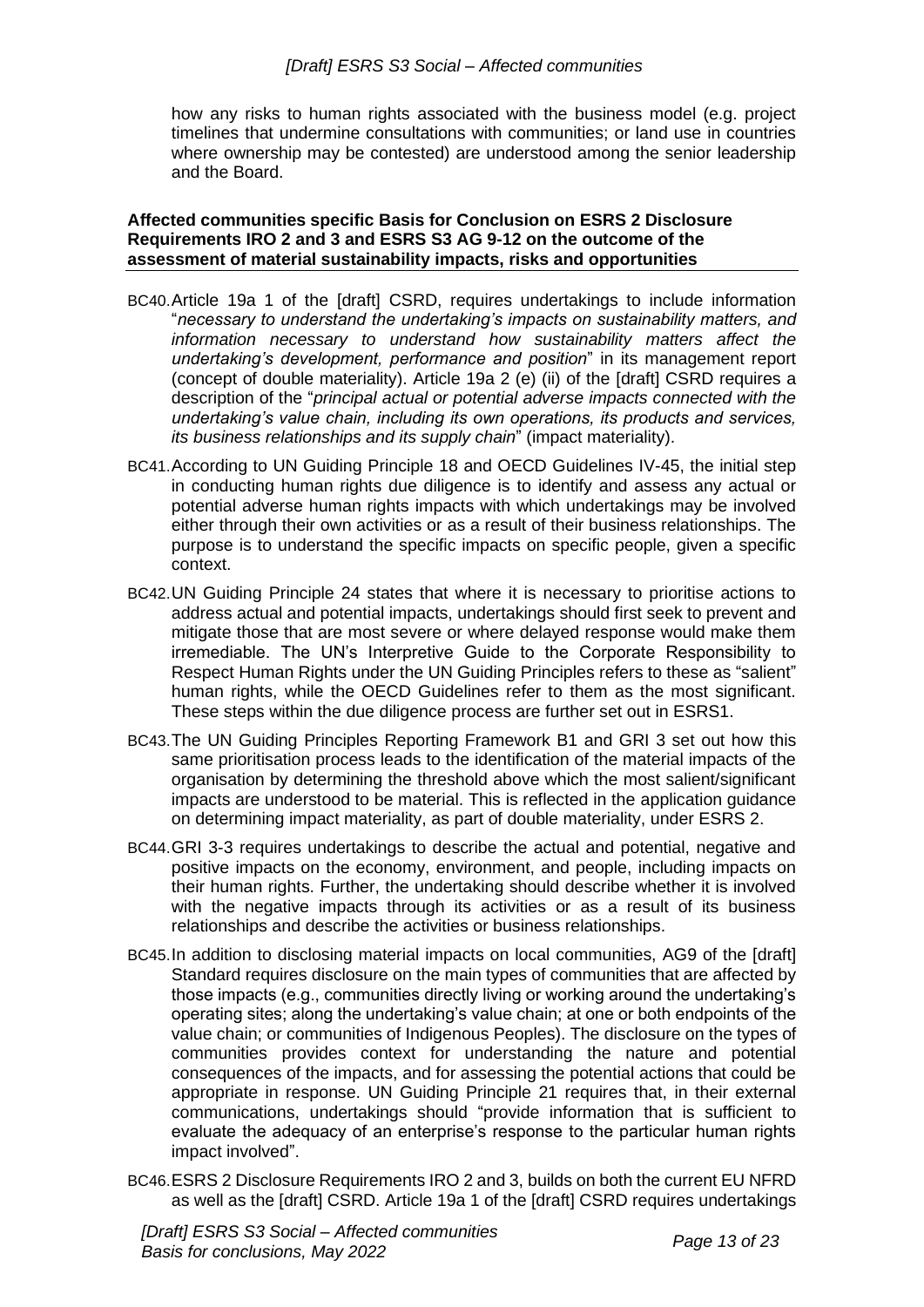how any risks to human rights associated with the business model (e.g. project timelines that undermine consultations with communities; or land use in countries where ownership may be contested) are understood among the senior leadership and the Board.

**Affected communities specific Basis for Conclusion on ESRS 2 Disclosure Requirements IRO 2 and 3 and ESRS S3 AG 9-12 on the outcome of the assessment of material sustainability impacts, risks and opportunities**

BC40. Article 19a 1 of the [draft] CSRD, requires undertakings to include information "*necessary to understand the undertaking's impacts on sustainability matters, and information necessary to understand how sustainability matters affect the undertaking's development, performance and position*" in its management report (concept of double materiality). Article 19a 2 (e) (ii) of the [draft] CSRD requires a description of the "*principal actual or potential adverse impacts connected with the undertaking's value chain, including its own operations, its products and services, its business relationships and its supply chain*" (impact materiality).

BC41. According to UN Guiding Principle 18 and OECD Guidelines IV-45, the initial step in conducting human rights due diligence is to identify and assess any actual or potential adverse human rights impacts with which undertakings may be involved either through their own activities or as a result of their business relationships. The purpose is to understand the specific impacts on specific people, given a specific context.

BC42. UN Guiding Principle 24 states that where it is necessary to prioritise actions to address actual and potential impacts, undertakings should first seek to prevent and mitigate those that are most severe or where delayed response would make them irremediable. The UN's Interpretive Guide to the Corporate Responsibility to Respect Human Rights under the UN Guiding Principles refers to these as "salient" human rights, while the OECD Guidelines refer to them as the most significant. These steps within the due diligence process are further set out in ESRS1.

BC43. The UN Guiding Principles Reporting Framework B1 and GRI 3 set out how this same prioritisation process leads to the identification of the material impacts of the organisation by determining the threshold above which the most salient/significant impacts are understood to be material. This is reflected in the application guidance on determining impact materiality, as part of double materiality, under ESRS 2.

BC44. GRI 3-3 requires undertakings to describe the actual and potential, negative and positive impacts on the economy, environment, and people, including impacts on their human rights. Further, the undertaking should describe whether it is involved with the negative impacts through its activities or as a result of its business relationships and describe the activities or business relationships.

BC45. In addition to disclosing material impacts on local communities, AG9 of the [draft] Standard requires disclosure on the main types of communities that are affected by those impacts (e.g., communities directly living or working around the undertaking's operating sites; along the undertaking's value chain; at one or both endpoints of the value chain; or communities of Indigenous Peoples). The disclosure on the types of communities provides context for understanding the nature and potential consequences of the impacts, and for assessing the potential actions that could be appropriate in response. UN Guiding Principle 21 requires that, in their external communications, undertakings should "provide information that is sufficient to evaluate the adequacy of an enterprise's response to the particular human rights impact involved".

BC46. ESRS 2 Disclosure Requirements IRO 2 and 3, builds on both the current EU NFRD as well as the [draft] CSRD. Article 19a 1 of the [draft] CSRD requires undertakings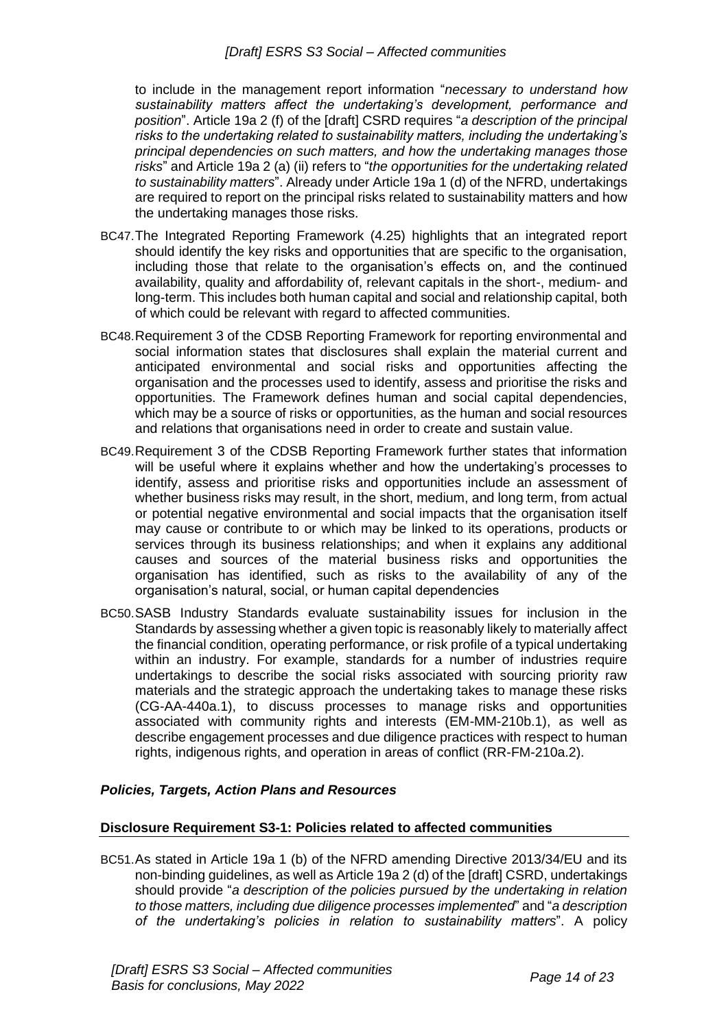to include in the management report information "*necessary to understand how sustainability matters affect the undertaking's development, performance and position*". Article 19a 2 (f) of the [draft] CSRD requires "*a description of the principal risks to the undertaking related to sustainability matters, including the undertaking's principal dependencies on such matters, and how the undertaking manages those risks*" and Article 19a 2 (a) (ii) refers to "*the opportunities for the undertaking related to sustainability matters*". Already under Article 19a 1 (d) of the NFRD, undertakings are required to report on the principal risks related to sustainability matters and how the undertaking manages those risks.

BC47. The Integrated Reporting Framework (4.25) highlights that an integrated report should identify the key risks and opportunities that are specific to the organisation, including those that relate to the organisation's effects on, and the continued availability, quality and affordability of, relevant capitals in the short-, medium- and long-term. This includes both human capital and social and relationship capital, both of which could be relevant with regard to affected communities.

BC48. Requirement 3 of the CDSB Reporting Framework for reporting environmental and social information states that disclosures shall explain the material current and anticipated environmental and social risks and opportunities affecting the organisation and the processes used to identify, assess and prioritise the risks and opportunities. The Framework defines human and social capital dependencies, which may be a source of risks or opportunities, as the human and social resources and relations that organisations need in order to create and sustain value.

BC49. Requirement 3 of the CDSB Reporting Framework further states that information will be useful where it explains whether and how the undertaking's processes to identify, assess and prioritise risks and opportunities include an assessment of whether business risks may result, in the short, medium, and long term, from actual or potential negative environmental and social impacts that the organisation itself may cause or contribute to or which may be linked to its operations, products or services through its business relationships; and when it explains any additional causes and sources of the material business risks and opportunities the organisation has identified, such as risks to the availability of any of the organisation's natural, social, or human capital dependencies

BC50. SASB Industry Standards evaluate sustainability issues for inclusion in the Standards by assessing whether a given topic is reasonably likely to materially affect the financial condition, operating performance, or risk profile of a typical undertaking within an industry. For example, standards for a number of industries require undertakings to describe the social risks associated with sourcing priority raw materials and the strategic approach the undertaking takes to manage these risks (CG-AA-440a.1), to discuss processes to manage risks and opportunities associated with community rights and interests (EM-MM-210b.1), as well as describe engagement processes and due diligence practices with respect to human rights, indigenous rights, and operation in areas of conflict (RR-FM-210a.2).

### *Policies, Targets, Action Plans and Resources*

#### Disclosure Requirement S3-1: Policies related to affected communities

BC51. As stated in Article 19a 1 (b) of the NFRD amending Directive 2013/34/EU and its non-binding guidelines, as well as Article 19a 2 (d) of the [draft] CSRD, undertakings should provide "*a description of the policies pursued by the undertaking in relation to those matters, including due diligence processes implemented*" and "*a description of the undertaking's policies in relation to sustainability matters*". A policy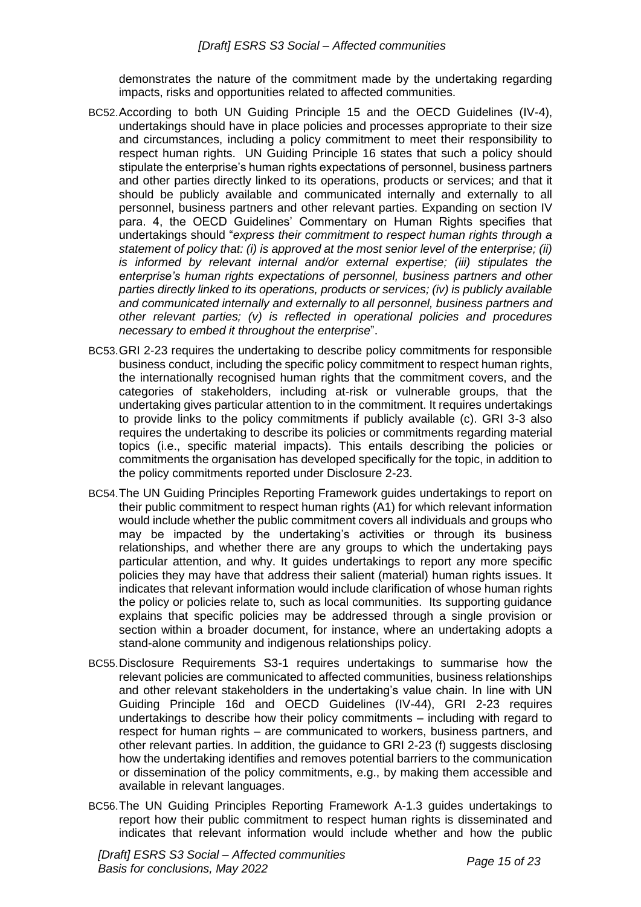demonstrates the nature of the commitment made by the undertaking regarding impacts, risks and opportunities related to affected communities.

BC52. According to both UN Guiding Principle 15 and the OECD Guidelines (IV-4), undertakings should have in place policies and processes appropriate to their size and circumstances, including a policy commitment to meet their responsibility to respect human rights. UN Guiding Principle 16 states that such a policy should stipulate the enterprise's human rights expectations of personnel, business partners and other parties directly linked to its operations, products or services; and that it should be publicly available and communicated internally and externally to all personnel, business partners and other relevant parties. Expanding on section IV para. 4, the OECD Guidelines' Commentary on Human Rights specifies that undertakings should "*express their commitment to respect human rights through a statement of policy that: (i) is approved at the most senior level of the enterprise; (ii) is informed by relevant internal and/or external expertise; (iii) stipulates the enterprise's human rights expectations of personnel, business partners and other parties directly linked to its operations, products or services; (iv) is publicly available and communicated internally and externally to all personnel, business partners and other relevant parties; (v) is reflected in operational policies and procedures necessary to embed it throughout the enterprise*".

BC53. GRI 2-23 requires the undertaking to describe policy commitments for responsible business conduct, including the specific policy commitment to respect human rights, the internationally recognised human rights that the commitment covers, and the categories of stakeholders, including at-risk or vulnerable groups, that the undertaking gives particular attention to in the commitment. It requires undertakings to provide links to the policy commitments if publicly available (c). GRI 3-3 also requires the undertaking to describe its policies or commitments regarding material topics (i.e., specific material impacts). This entails describing the policies or commitments the organisation has developed specifically for the topic, in addition to the policy commitments reported under Disclosure 2-23.

BC54. The UN Guiding Principles Reporting Framework guides undertakings to report on their public commitment to respect human rights (A1) for which relevant information would include whether the public commitment covers all individuals and groups who may be impacted by the undertaking's activities or through its business relationships, and whether there are any groups to which the undertaking pays particular attention, and why. It guides undertakings to report any more specific policies they may have that address their salient (material) human rights issues. It indicates that relevant information would include clarification of whose human rights the policy or policies relate to, such as local communities. Its supporting guidance explains that specific policies may be addressed through a single provision or section within a broader document, for instance, where an undertaking adopts a stand-alone community and indigenous relationships policy.

BC55. Disclosure Requirements S3-1 requires undertakings to summarise how the relevant policies are communicated to affected communities, business relationships and other relevant stakeholders in the undertaking's value chain. In line with UN Guiding Principle 16d and OECD Guidelines (IV-44), GRI 2-23 requires undertakings to describe how their policy commitments – including with regard to respect for human rights – are communicated to workers, business partners, and other relevant parties. In addition, the guidance to GRI 2-23 (f) suggests disclosing how the undertaking identifies and removes potential barriers to the communication or dissemination of the policy commitments, e.g., by making them accessible and available in relevant languages.

BC56. The UN Guiding Principles Reporting Framework A-1.3 guides undertakings to report how their public commitment to respect human rights is disseminated and indicates that relevant information would include whether and how the public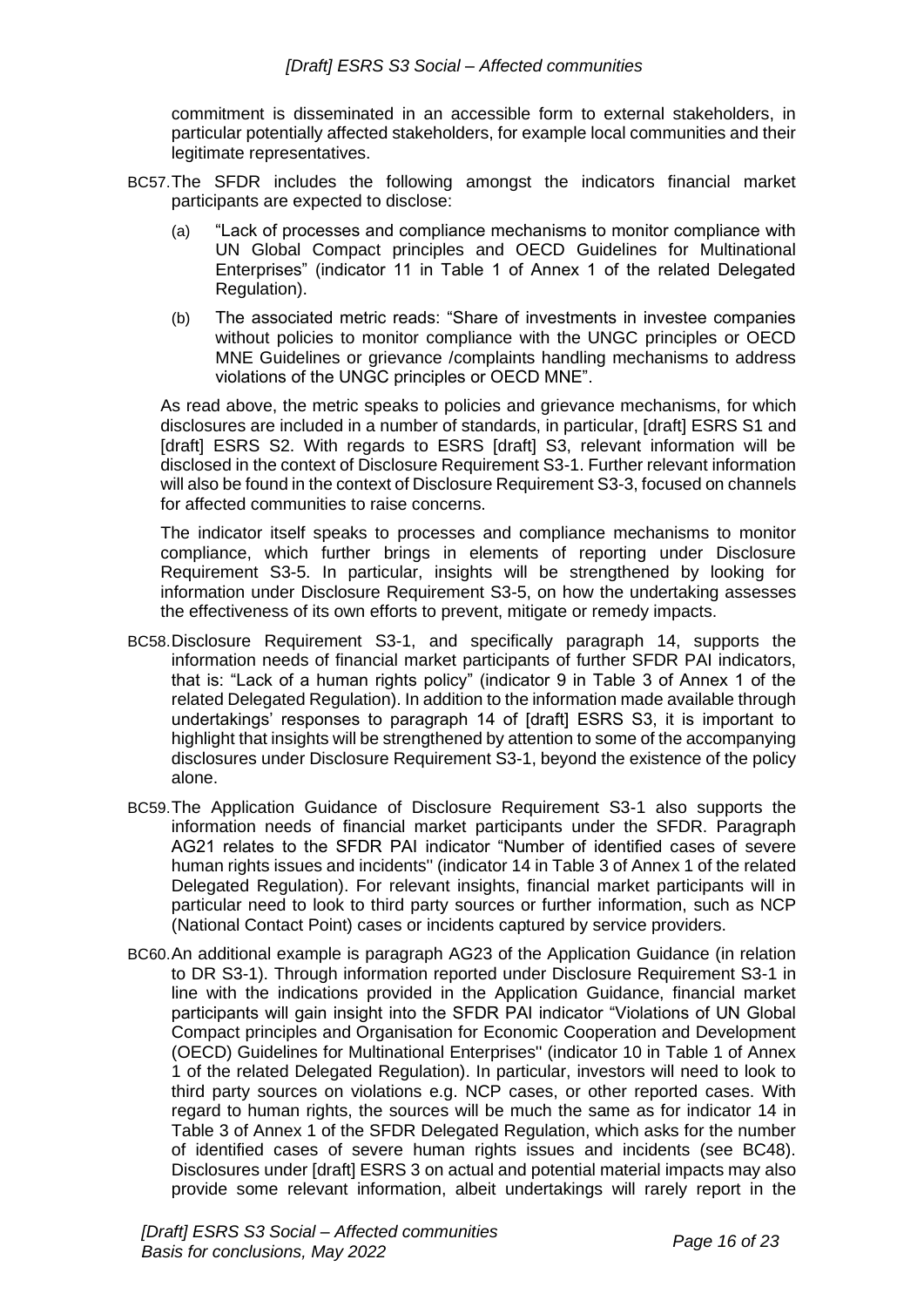commitment is disseminated in an accessible form to external stakeholders, in particular potentially affected stakeholders, for example local communities and their legitimate representatives.

BC57. The SFDR includes the following amongst the indicators financial market participants are expected to disclose:

(a) "Lack of processes and compliance mechanisms to monitor compliance with UN Global Compact principles and OECD Guidelines for Multinational Enterprises" (indicator 11 in Table 1 of Annex 1 of the related Delegated Regulation).

(b) The associated metric reads: "Share of investments in investee companies without policies to monitor compliance with the UNGC principles or OECD MNE Guidelines or grievance /complaints handling mechanisms to address violations of the UNGC principles or OECD MNE".

As read above, the metric speaks to policies and grievance mechanisms, for which disclosures are included in a number of standards, in particular, [draft] ESRS S1 and [draft] ESRS S2. With regards to ESRS [draft] S3, relevant information will be disclosed in the context of Disclosure Requirement S3-1. Further relevant information will also be found in the context of Disclosure Requirement S3-3, focused on channels for affected communities to raise concerns.

The indicator itself speaks to processes and compliance mechanisms to monitor compliance, which further brings in elements of reporting under Disclosure Requirement S3-5. In particular, insights will be strengthened by looking for information under Disclosure Requirement S3-5, on how the undertaking assesses the effectiveness of its own efforts to prevent, mitigate or remedy impacts.

BC58. Disclosure Requirement S3-1, and specifically paragraph 14, supports the information needs of financial market participants of further SFDR PAI indicators, that is: "Lack of a human rights policy" (indicator 9 in Table 3 of Annex 1 of the related Delegated Regulation). In addition to the information made available through undertakings' responses to paragraph 14 of [draft] ESRS S3, it is important to highlight that insights will be strengthened by attention to some of the accompanying disclosures under Disclosure Requirement S3-1, beyond the existence of the policy alone.

BC59. The Application Guidance of Disclosure Requirement S3-1 also supports the information needs of financial market participants under the SFDR. Paragraph AG21 relates to the SFDR PAI indicator "Number of identified cases of severe human rights issues and incidents'' (indicator 14 in Table 3 of Annex 1 of the related Delegated Regulation). For relevant insights, financial market participants will in particular need to look to third party sources or further information, such as NCP (National Contact Point) cases or incidents captured by service providers.

BC60. An additional example is paragraph AG23 of the Application Guidance (in relation to DR S3-1). Through information reported under Disclosure Requirement S3-1 in line with the indications provided in the Application Guidance, financial market participants will gain insight into the SFDR PAI indicator "Violations of UN Global Compact principles and Organisation for Economic Cooperation and Development (OECD) Guidelines for Multinational Enterprises'' (indicator 10 in Table 1 of Annex 1 of the related Delegated Regulation). In particular, investors will need to look to third party sources on violations e.g. NCP cases, or other reported cases. With regard to human rights, the sources will be much the same as for indicator 14 in Table 3 of Annex 1 of the SFDR Delegated Regulation, which asks for the number of identified cases of severe human rights issues and incidents (see BC48). Disclosures under [draft] ESRS 3 on actual and potential material impacts may also provide some relevant information, albeit undertakings will rarely report in the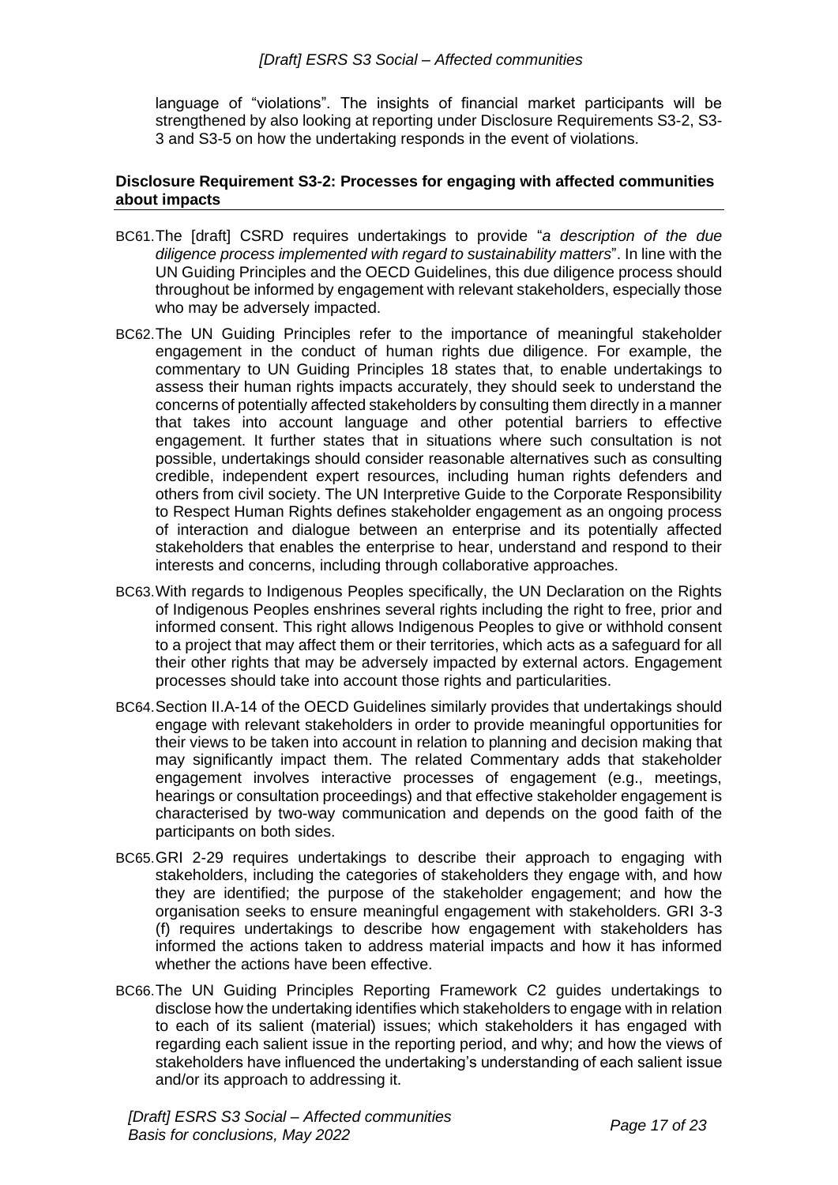language of "violations". The insights of financial market participants will be strengthened by also looking at reporting under Disclosure Requirements S3-2, S3-3 and S3-5 on how the undertaking responds in the event of violations.

**Disclosure Requirement S3-2: Processes for engaging with affected communities about impacts**

BC61. The [draft] CSRD requires undertakings to provide "*a description of the due diligence process implemented with regard to sustainability matters*". In line with the UN Guiding Principles and the OECD Guidelines, this due diligence process should throughout be informed by engagement with relevant stakeholders, especially those who may be adversely impacted.

BC62. The UN Guiding Principles refer to the importance of meaningful stakeholder engagement in the conduct of human rights due diligence. For example, the commentary to UN Guiding Principles 18 states that, to enable undertakings to assess their human rights impacts accurately, they should seek to understand the concerns of potentially affected stakeholders by consulting them directly in a manner that takes into account language and other potential barriers to effective engagement. It further states that in situations where such consultation is not possible, undertakings should consider reasonable alternatives such as consulting credible, independent expert resources, including human rights defenders and others from civil society. The UN Interpretive Guide to the Corporate Responsibility to Respect Human Rights defines stakeholder engagement as an ongoing process of interaction and dialogue between an enterprise and its potentially affected stakeholders that enables the enterprise to hear, understand and respond to their interests and concerns, including through collaborative approaches.

BC63. With regards to Indigenous Peoples specifically, the UN Declaration on the Rights of Indigenous Peoples enshrines several rights including the right to free, prior and informed consent. This right allows Indigenous Peoples to give or withhold consent to a project that may affect them or their territories, which acts as a safeguard for all their other rights that may be adversely impacted by external actors. Engagement processes should take into account those rights and particularities.

BC64. Section II.A-14 of the OECD Guidelines similarly provides that undertakings should engage with relevant stakeholders in order to provide meaningful opportunities for their views to be taken into account in relation to planning and decision making that may significantly impact them. The related Commentary adds that stakeholder engagement involves interactive processes of engagement (e.g., meetings, hearings or consultation proceedings) and that effective stakeholder engagement is characterised by two-way communication and depends on the good faith of the participants on both sides.

BC65. GRI 2-29 requires undertakings to describe their approach to engaging with stakeholders, including the categories of stakeholders they engage with, and how they are identified; the purpose of the stakeholder engagement; and how the organisation seeks to ensure meaningful engagement with stakeholders. GRI 3-3 (f) requires undertakings to describe how engagement with stakeholders has informed the actions taken to address material impacts and how it has informed whether the actions have been effective.

BC66. The UN Guiding Principles Reporting Framework C2 guides undertakings to disclose how the undertaking identifies which stakeholders to engage with in relation to each of its salient (material) issues; which stakeholders it has engaged with regarding each salient issue in the reporting period, and why; and how the views of stakeholders have influenced the undertaking's understanding of each salient issue and/or its approach to addressing it.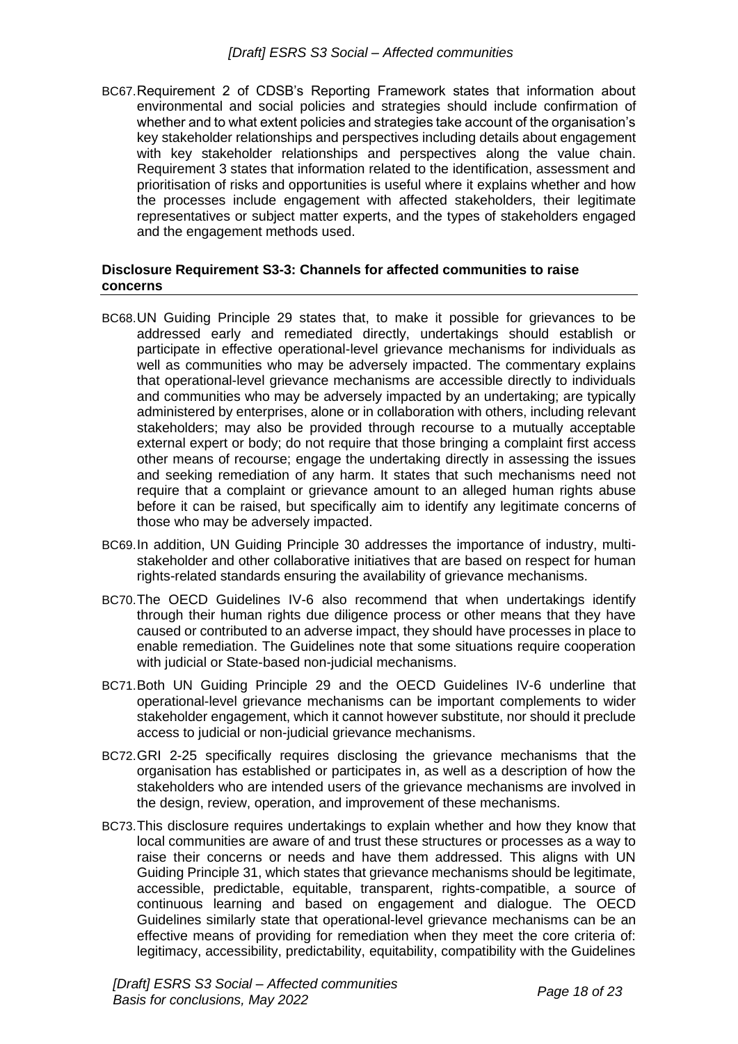BC67. Requirement 2 of CDSB's Reporting Framework states that information about environmental and social policies and strategies should include confirmation of whether and to what extent policies and strategies take account of the organisation's key stakeholder relationships and perspectives including details about engagement with key stakeholder relationships and perspectives along the value chain. Requirement 3 states that information related to the identification, assessment and prioritisation of risks and opportunities is useful where it explains whether and how the processes include engagement with affected stakeholders, their legitimate representatives or subject matter experts, and the types of stakeholders engaged and the engagement methods used.

### Disclosure Requirement S3-3: Channels for affected communities to raise concerns

BC68. UN Guiding Principle 29 states that, to make it possible for grievances to be addressed early and remediated directly, undertakings should establish or participate in effective operational-level grievance mechanisms for individuals as well as communities who may be adversely impacted. The commentary explains that operational-level grievance mechanisms are accessible directly to individuals and communities who may be adversely impacted by an undertaking; are typically administered by enterprises, alone or in collaboration with others, including relevant stakeholders; may also be provided through recourse to a mutually acceptable external expert or body; do not require that those bringing a complaint first access other means of recourse; engage the undertaking directly in assessing the issues and seeking remediation of any harm. It states that such mechanisms need not require that a complaint or grievance amount to an alleged human rights abuse before it can be raised, but specifically aim to identify any legitimate concerns of those who may be adversely impacted.

BC69. In addition, UN Guiding Principle 30 addresses the importance of industry, multi-stakeholder and other collaborative initiatives that are based on respect for human rights-related standards ensuring the availability of grievance mechanisms.

BC70. The OECD Guidelines IV-6 also recommend that when undertakings identify through their human rights due diligence process or other means that they have caused or contributed to an adverse impact, they should have processes in place to enable remediation. The Guidelines note that some situations require cooperation with judicial or State-based non-judicial mechanisms.

BC71. Both UN Guiding Principle 29 and the OECD Guidelines IV-6 underline that operational-level grievance mechanisms can be important complements to wider stakeholder engagement, which it cannot however substitute, nor should it preclude access to judicial or non-judicial grievance mechanisms.

BC72. GRI 2-25 specifically requires disclosing the grievance mechanisms that the organisation has established or participates in, as well as a description of how the stakeholders who are intended users of the grievance mechanisms are involved in the design, review, operation, and improvement of these mechanisms.

BC73. This disclosure requires undertakings to explain whether and how they know that local communities are aware of and trust these structures or processes as a way to raise their concerns or needs and have them addressed. This aligns with UN Guiding Principle 31, which states that grievance mechanisms should be legitimate, accessible, predictable, equitable, transparent, rights-compatible, a source of continuous learning and based on engagement and dialogue. The OECD Guidelines similarly state that operational-level grievance mechanisms can be an effective means of providing for remediation when they meet the core criteria of: legitimacy, accessibility, predictability, equitability, compatibility with the Guidelines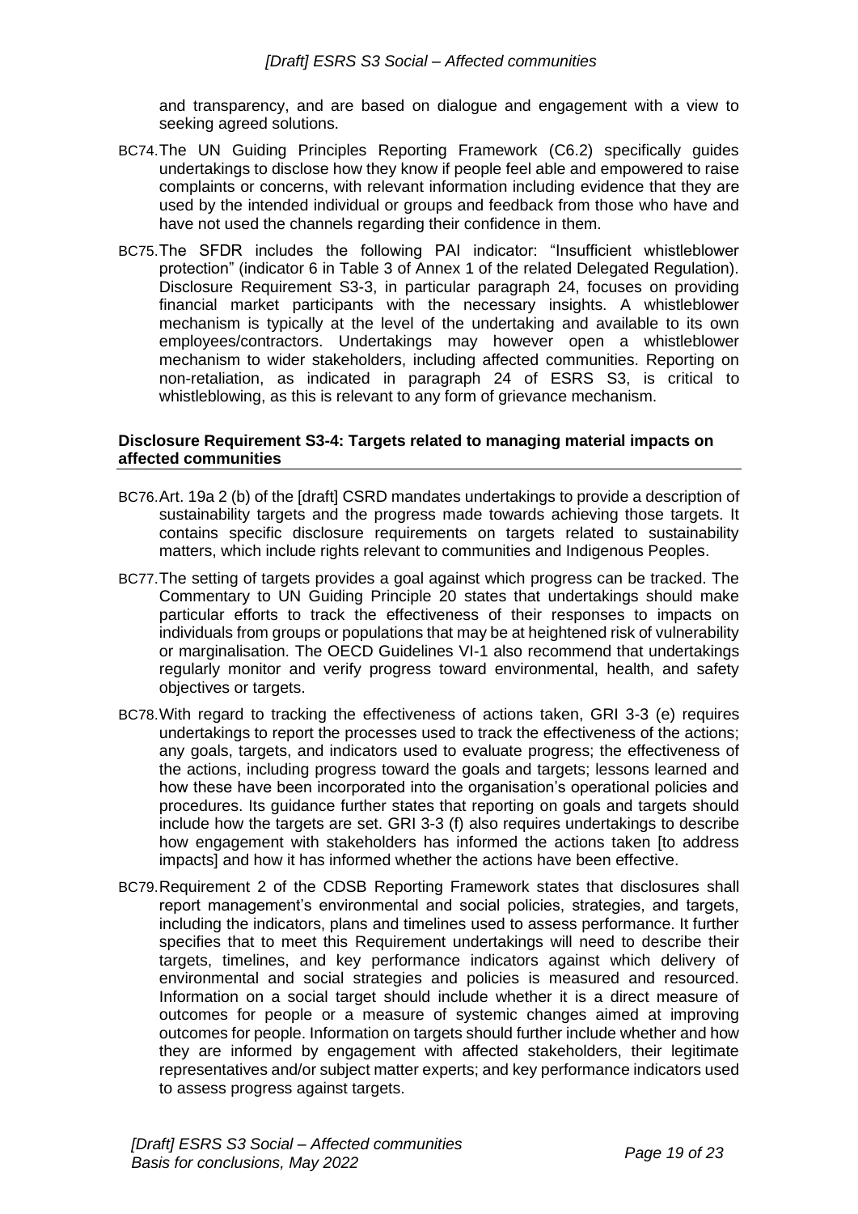and transparency, and are based on dialogue and engagement with a view to seeking agreed solutions.

BC74. The UN Guiding Principles Reporting Framework (C6.2) specifically guides undertakings to disclose how they know if people feel able and empowered to raise complaints or concerns, with relevant information including evidence that they are used by the intended individual or groups and feedback from those who have and have not used the channels regarding their confidence in them.

BC75. The SFDR includes the following PAI indicator: "Insufficient whistleblower protection" (indicator 6 in Table 3 of Annex 1 of the related Delegated Regulation). Disclosure Requirement S3-3, in particular paragraph 24, focuses on providing financial market participants with the necessary insights. A whistleblower mechanism is typically at the level of the undertaking and available to its own employees/contractors. Undertakings may however open a whistleblower mechanism to wider stakeholders, including affected communities. Reporting on non-retaliation, as indicated in paragraph 24 of ESRS S3, is critical to whistleblowing, as this is relevant to any form of grievance mechanism.

**Disclosure Requirement S3-4: Targets related to managing material impacts on affected communities**

BC76. Art. 19a 2 (b) of the [draft] CSRD mandates undertakings to provide a description of sustainability targets and the progress made towards achieving those targets. It contains specific disclosure requirements on targets related to sustainability matters, which include rights relevant to communities and Indigenous Peoples.

BC77. The setting of targets provides a goal against which progress can be tracked. The Commentary to UN Guiding Principle 20 states that undertakings should make particular efforts to track the effectiveness of their responses to impacts on individuals from groups or populations that may be at heightened risk of vulnerability or marginalisation. The OECD Guidelines VI-1 also recommend that undertakings regularly monitor and verify progress toward environmental, health, and safety objectives or targets.

BC78. With regard to tracking the effectiveness of actions taken, GRI 3-3 (e) requires undertakings to report the processes used to track the effectiveness of the actions; any goals, targets, and indicators used to evaluate progress; the effectiveness of the actions, including progress toward the goals and targets; lessons learned and how these have been incorporated into the organisation's operational policies and procedures. Its guidance further states that reporting on goals and targets should include how the targets are set. GRI 3-3 (f) also requires undertakings to describe how engagement with stakeholders has informed the actions taken [to address impacts] and how it has informed whether the actions have been effective.

BC79. Requirement 2 of the CDSB Reporting Framework states that disclosures shall report management's environmental and social policies, strategies, and targets, including the indicators, plans and timelines used to assess performance. It further specifies that to meet this Requirement undertakings will need to describe their targets, timelines, and key performance indicators against which delivery of environmental and social strategies and policies is measured and resourced. Information on a social target should include whether it is a direct measure of outcomes for people or a measure of systemic changes aimed at improving outcomes for people. Information on targets should further include whether and how they are informed by engagement with affected stakeholders, their legitimate representatives and/or subject matter experts; and key performance indicators used to assess progress against targets.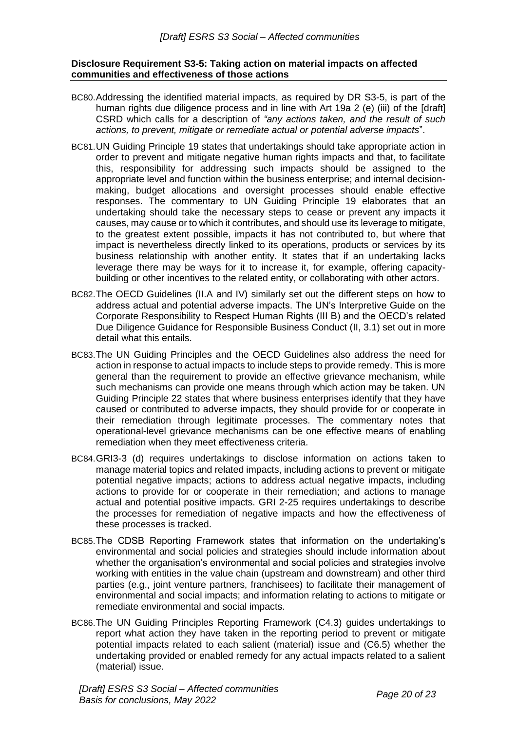#### Disclosure Requirement S3-5: Taking action on material impacts on affected communities and effectiveness of those actions

BC80. Addressing the identified material impacts, as required by DR S3-5, is part of the human rights due diligence process and in line with Art 19a 2 (e) (iii) of the [draft] CSRD which calls for a description of *"any actions taken, and the result of such actions, to prevent, mitigate or remediate actual or potential adverse impacts*".

BC81. UN Guiding Principle 19 states that undertakings should take appropriate action in order to prevent and mitigate negative human rights impacts and that, to facilitate this, responsibility for addressing such impacts should be assigned to the appropriate level and function within the business enterprise; and internal decision-making, budget allocations and oversight processes should enable effective responses. The commentary to UN Guiding Principle 19 elaborates that an undertaking should take the necessary steps to cease or prevent any impacts it causes, may cause or to which it contributes, and should use its leverage to mitigate, to the greatest extent possible, impacts it has not contributed to, but where that impact is nevertheless directly linked to its operations, products or services by its business relationship with another entity. It states that if an undertaking lacks leverage there may be ways for it to increase it, for example, offering capacity-building or other incentives to the related entity, or collaborating with other actors.

BC82. The OECD Guidelines (II.A and IV) similarly set out the different steps on how to address actual and potential adverse impacts. The UN's Interpretive Guide on the Corporate Responsibility to Respect Human Rights (III B) and the OECD's related Due Diligence Guidance for Responsible Business Conduct (II, 3.1) set out in more detail what this entails.

BC83. The UN Guiding Principles and the OECD Guidelines also address the need for action in response to actual impacts to include steps to provide remedy. This is more general than the requirement to provide an effective grievance mechanism, while such mechanisms can provide one means through which action may be taken. UN Guiding Principle 22 states that where business enterprises identify that they have caused or contributed to adverse impacts, they should provide for or cooperate in their remediation through legitimate processes. The commentary notes that operational-level grievance mechanisms can be one effective means of enabling remediation when they meet effectiveness criteria.

BC84. GRI3-3 (d) requires undertakings to disclose information on actions taken to manage material topics and related impacts, including actions to prevent or mitigate potential negative impacts; actions to address actual negative impacts, including actions to provide for or cooperate in their remediation; and actions to manage actual and potential positive impacts. GRI 2-25 requires undertakings to describe the processes for remediation of negative impacts and how the effectiveness of these processes is tracked.

BC85. The CDSB Reporting Framework states that information on the undertaking's environmental and social policies and strategies should include information about whether the organisation's environmental and social policies and strategies involve working with entities in the value chain (upstream and downstream) and other third parties (e.g., joint venture partners, franchisees) to facilitate their management of environmental and social impacts; and information relating to actions to mitigate or remediate environmental and social impacts.

BC86. The UN Guiding Principles Reporting Framework (C4.3) guides undertakings to report what action they have taken in the reporting period to prevent or mitigate potential impacts related to each salient (material) issue and (C6.5) whether the undertaking provided or enabled remedy for any actual impacts related to a salient (material) issue.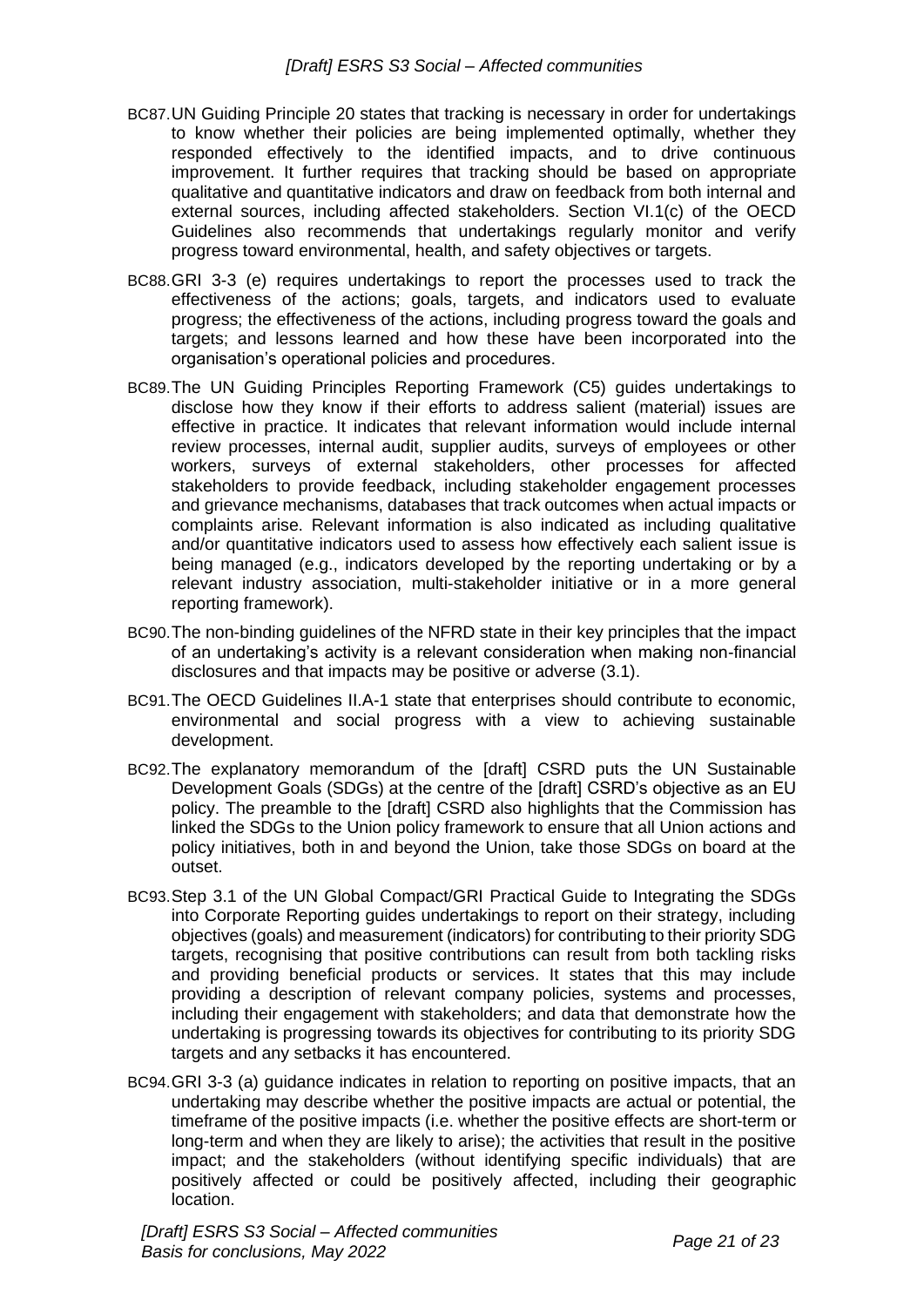BC87. UN Guiding Principle 20 states that tracking is necessary in order for undertakings to know whether their policies are being implemented optimally, whether they responded effectively to the identified impacts, and to drive continuous improvement. It further requires that tracking should be based on appropriate qualitative and quantitative indicators and draw on feedback from both internal and external sources, including affected stakeholders. Section VI.1(c) of the OECD Guidelines also recommends that undertakings regularly monitor and verify progress toward environmental, health, and safety objectives or targets.

BC88. GRI 3-3 (e) requires undertakings to report the processes used to track the effectiveness of the actions; goals, targets, and indicators used to evaluate progress; the effectiveness of the actions, including progress toward the goals and targets; and lessons learned and how these have been incorporated into the organisation's operational policies and procedures.

BC89. The UN Guiding Principles Reporting Framework (C5) guides undertakings to disclose how they know if their efforts to address salient (material) issues are effective in practice. It indicates that relevant information would include internal review processes, internal audit, supplier audits, surveys of employees or other workers, surveys of external stakeholders, other processes for affected stakeholders to provide feedback, including stakeholder engagement processes and grievance mechanisms, databases that track outcomes when actual impacts or complaints arise. Relevant information is also indicated as including qualitative and/or quantitative indicators used to assess how effectively each salient issue is being managed (e.g., indicators developed by the reporting undertaking or by a relevant industry association, multi-stakeholder initiative or in a more general reporting framework).

BC90. The non-binding guidelines of the NFRD state in their key principles that the impact of an undertaking's activity is a relevant consideration when making non-financial disclosures and that impacts may be positive or adverse (3.1).

BC91. The OECD Guidelines II.A-1 state that enterprises should contribute to economic, environmental and social progress with a view to achieving sustainable development.

BC92. The explanatory memorandum of the [draft] CSRD puts the UN Sustainable Development Goals (SDGs) at the centre of the [draft] CSRD's objective as an EU policy. The preamble to the [draft] CSRD also highlights that the Commission has linked the SDGs to the Union policy framework to ensure that all Union actions and policy initiatives, both in and beyond the Union, take those SDGs on board at the outset.

BC93. Step 3.1 of the UN Global Compact/GRI Practical Guide to Integrating the SDGs into Corporate Reporting guides undertakings to report on their strategy, including objectives (goals) and measurement (indicators) for contributing to their priority SDG targets, recognising that positive contributions can result from both tackling risks and providing beneficial products or services. It states that this may include providing a description of relevant company policies, systems and processes, including their engagement with stakeholders; and data that demonstrate how the undertaking is progressing towards its objectives for contributing to its priority SDG targets and any setbacks it has encountered.

BC94. GRI 3-3 (a) guidance indicates in relation to reporting on positive impacts, that an undertaking may describe whether the positive impacts are actual or potential, the timeframe of the positive impacts (i.e. whether the positive effects are short-term or long-term and when they are likely to arise); the activities that result in the positive impact; and the stakeholders (without identifying specific individuals) that are positively affected or could be positively affected, including their geographic location.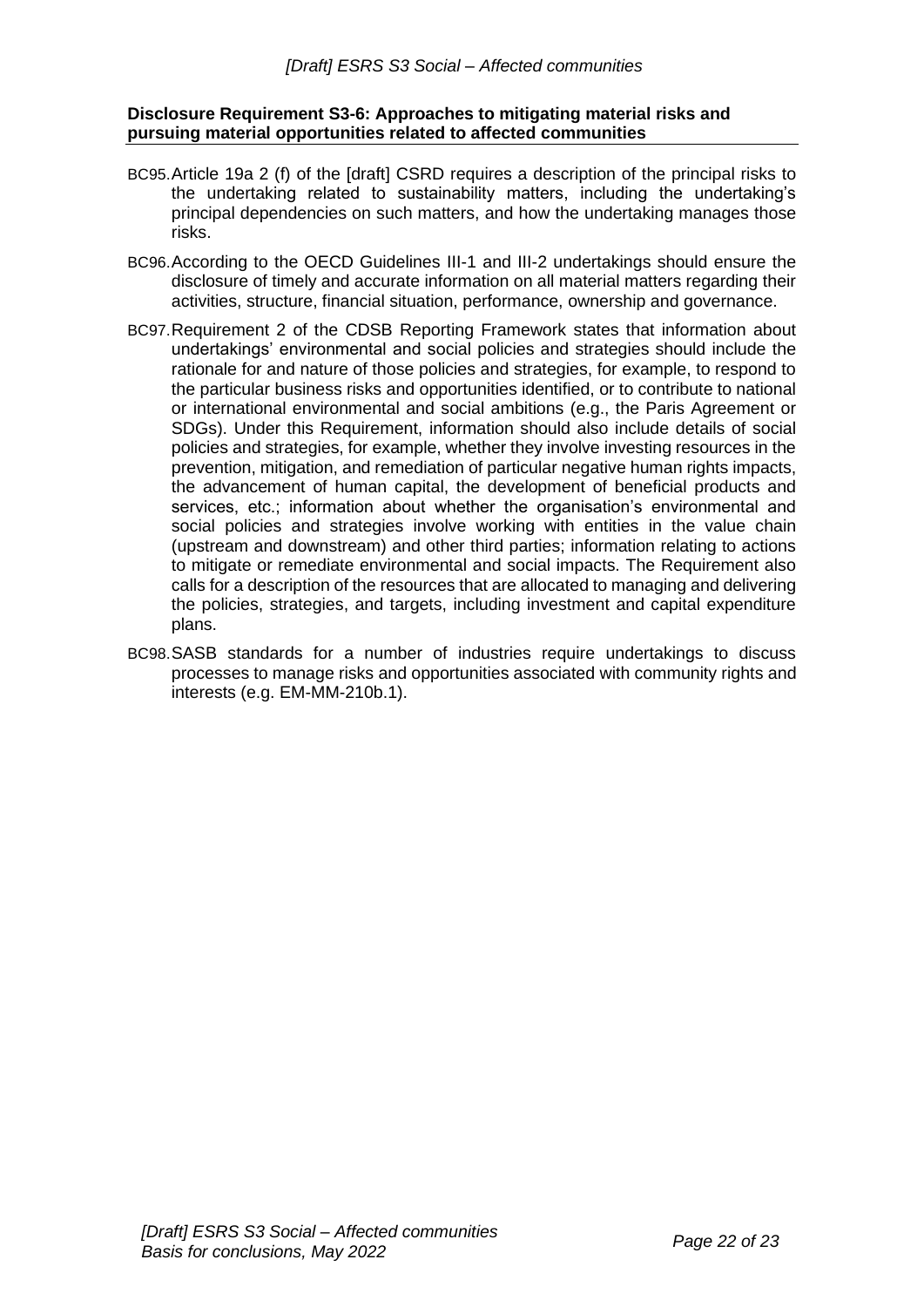**Disclosure Requirement S3-6: Approaches to mitigating material risks and pursuing material opportunities related to affected communities**

BC95. Article 19a 2 (f) of the [draft] CSRD requires a description of the principal risks to the undertaking related to sustainability matters, including the undertaking's principal dependencies on such matters, and how the undertaking manages those risks.

BC96. According to the OECD Guidelines III-1 and III-2 undertakings should ensure the disclosure of timely and accurate information on all material matters regarding their activities, structure, financial situation, performance, ownership and governance.

BC97. Requirement 2 of the CDSB Reporting Framework states that information about undertakings' environmental and social policies and strategies should include the rationale for and nature of those policies and strategies, for example, to respond to the particular business risks and opportunities identified, or to contribute to national or international environmental and social ambitions (e.g., the Paris Agreement or SDGs). Under this Requirement, information should also include details of social policies and strategies, for example, whether they involve investing resources in the prevention, mitigation, and remediation of particular negative human rights impacts, the advancement of human capital, the development of beneficial products and services, etc.; information about whether the organisation's environmental and social policies and strategies involve working with entities in the value chain (upstream and downstream) and other third parties; information relating to actions to mitigate or remediate environmental and social impacts. The Requirement also calls for a description of the resources that are allocated to managing and delivering the policies, strategies, and targets, including investment and capital expenditure plans.

BC98. SASB standards for a number of industries require undertakings to discuss processes to manage risks and opportunities associated with community rights and interests (e.g. EM-MM-210b.1).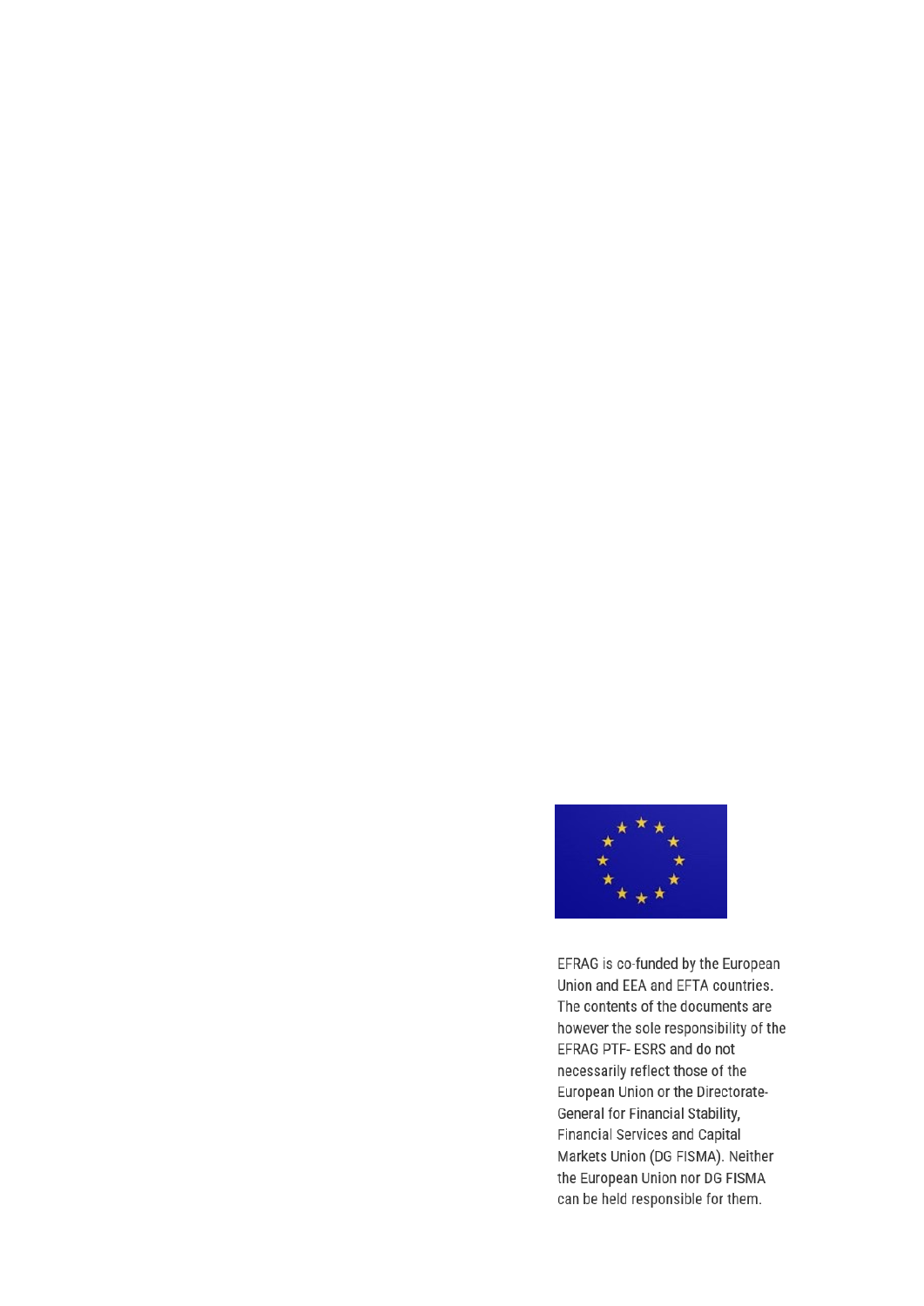EFRAG is co-funded by the European Union and EEA and EFTA countries. The contents of the documents are however the sole responsibility of the EFRAG PTF- ESRS and do not necessarily reflect those of the European Union or the Directorate-General for Financial Stability, Financial Services and Capital Markets Union (DG FISMA). Neither the European Union nor DG FISMA can be held responsible for them.